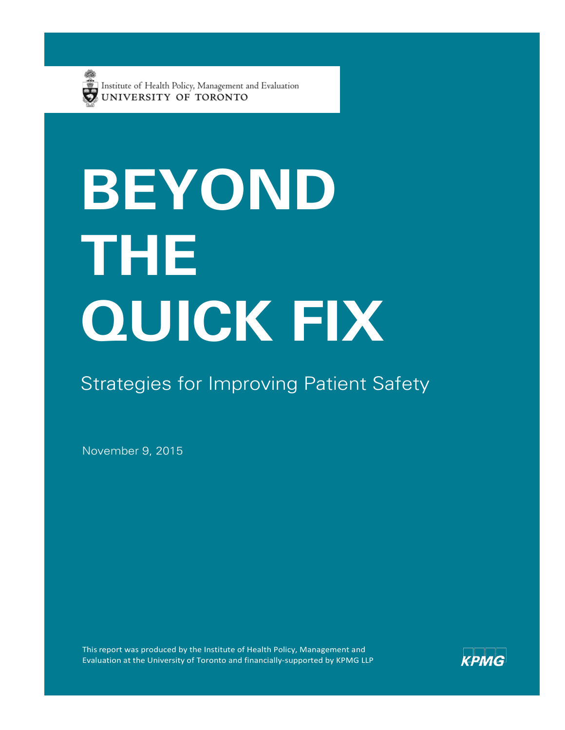Institute of Health Policy, Management and Evaluation
UNIVERSITY OF TORONTO

# BEYOND THE QUICK FIX

## Strategies for Improving Patient Safety

November 9, 2015

This report was produced by the Institute of Health Policy, Management and Evaluation at the University of Toronto and financially-supported by KPMG LLP

KPMG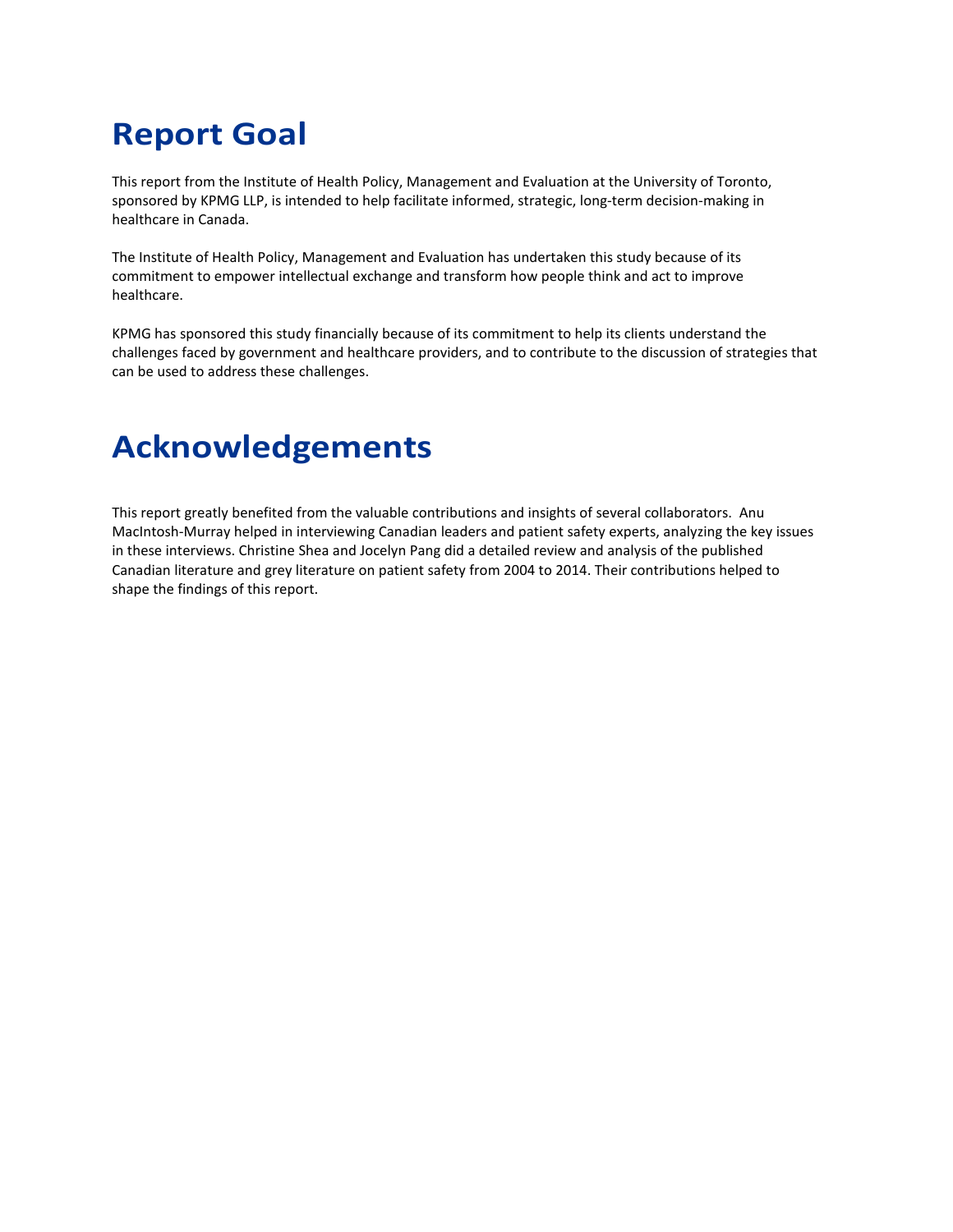# Report Goal

This report from the Institute of Health Policy, Management and Evaluation at the University of Toronto, sponsored by KPMG LLP, is intended to help facilitate informed, strategic, long-term decision-making in healthcare in Canada.

The Institute of Health Policy, Management and Evaluation has undertaken this study because of its commitment to empower intellectual exchange and transform how people think and act to improve healthcare.

KPMG has sponsored this study financially because of its commitment to help its clients understand the challenges faced by government and healthcare providers, and to contribute to the discussion of strategies that can be used to address these challenges.

# Acknowledgements

This report greatly benefited from the valuable contributions and insights of several collaborators. Anu MacIntosh-Murray helped in interviewing Canadian leaders and patient safety experts, analyzing the key issues in these interviews. Christine Shea and Jocelyn Pang did a detailed review and analysis of the published Canadian literature and grey literature on patient safety from 2004 to 2014. Their contributions helped to shape the findings of this report.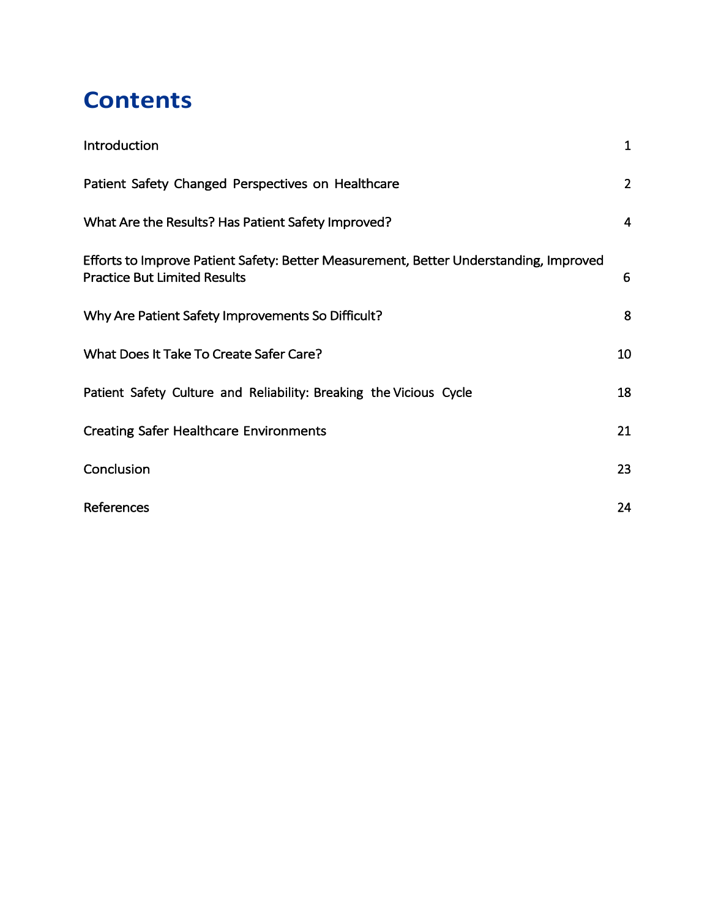# Contents

| | |
|---|---|
| Introduction | 1 |
| Patient Safety Changed Perspectives on Healthcare | 2 |
| What Are the Results? Has Patient Safety Improved? | 4 |
| Efforts to Improve Patient Safety: Better Measurement, Better Understanding, Improved Practice But Limited Results | 6 |
| Why Are Patient Safety Improvements So Difficult? | 8 |
| What Does It Take To Create Safer Care? | 10 |
| Patient Safety Culture and Reliability: Breaking the Vicious Cycle | 18 |
| Creating Safer Healthcare Environments | 21 |
| Conclusion | 23 |
| References | 24 |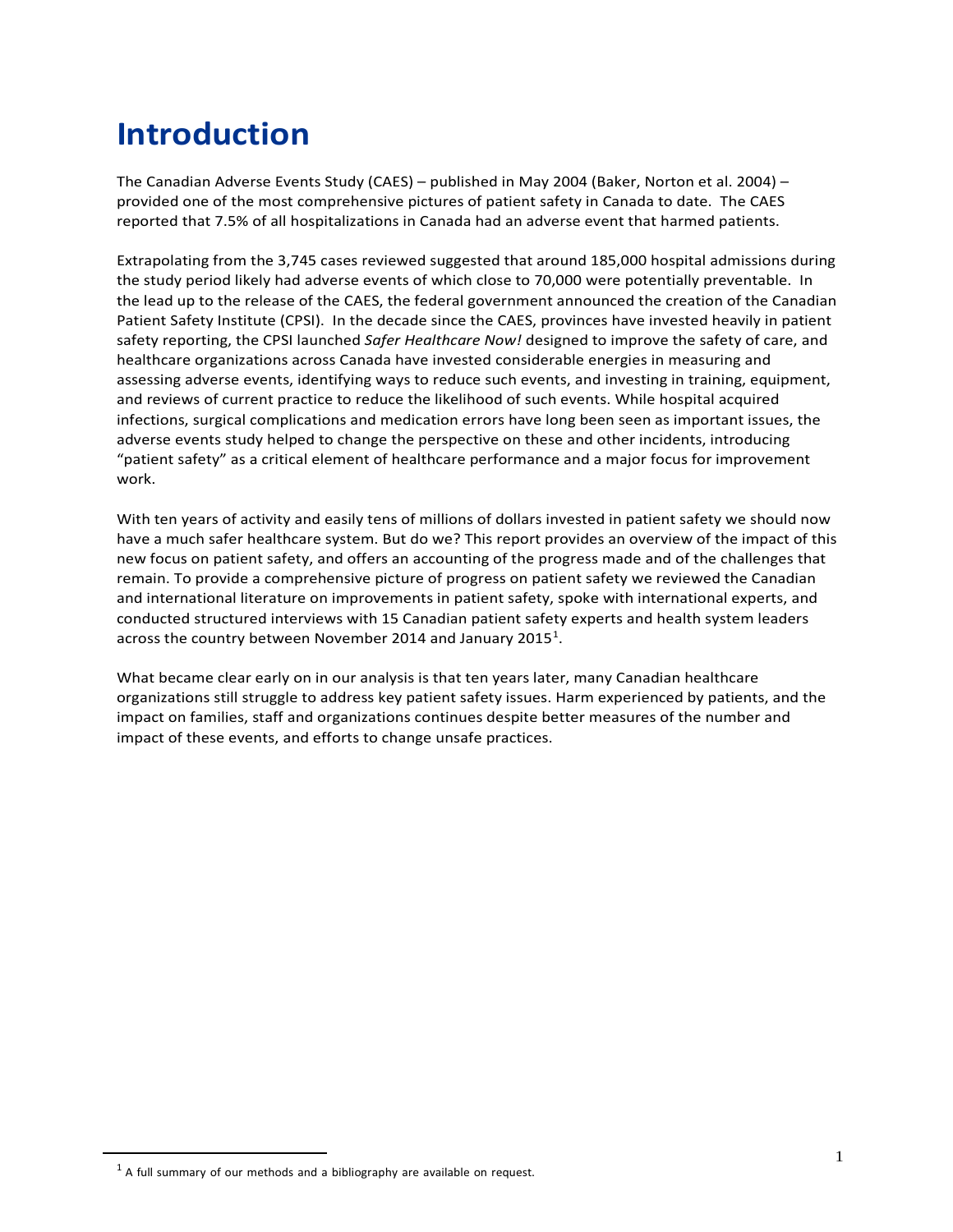# Introduction

The Canadian Adverse Events Study (CAES) – published in May 2004 (Baker, Norton et al. 2004) – provided one of the most comprehensive pictures of patient safety in Canada to date. The CAES reported that 7.5% of all hospitalizations in Canada had an adverse event that harmed patients.

Extrapolating from the 3,745 cases reviewed suggested that around 185,000 hospital admissions during the study period likely had adverse events of which close to 70,000 were potentially preventable. In the lead up to the release of the CAES, the federal government announced the creation of the Canadian Patient Safety Institute (CPSI). In the decade since the CAES, provinces have invested heavily in patient safety reporting, the CPSI launched *Safer Healthcare Now!* designed to improve the safety of care, and healthcare organizations across Canada have invested considerable energies in measuring and assessing adverse events, identifying ways to reduce such events, and investing in training, equipment, and reviews of current practice to reduce the likelihood of such events. While hospital acquired infections, surgical complications and medication errors have long been seen as important issues, the adverse events study helped to change the perspective on these and other incidents, introducing "patient safety" as a critical element of healthcare performance and a major focus for improvement work.

With ten years of activity and easily tens of millions of dollars invested in patient safety we should now have a much safer healthcare system. But do we? This report provides an overview of the impact of this new focus on patient safety, and offers an accounting of the progress made and of the challenges that remain. To provide a comprehensive picture of progress on patient safety we reviewed the Canadian and international literature on improvements in patient safety, spoke with international experts, and conducted structured interviews with 15 Canadian patient safety experts and health system leaders across the country between November 2014 and January 2015[1].

What became clear early on in our analysis is that ten years later, many Canadian healthcare organizations still struggle to address key patient safety issues. Harm experienced by patients, and the impact on families, staff and organizations continues despite better measures of the number and impact of these events, and efforts to change unsafe practices.

[1] A full summary of our methods and a bibliography are available on request.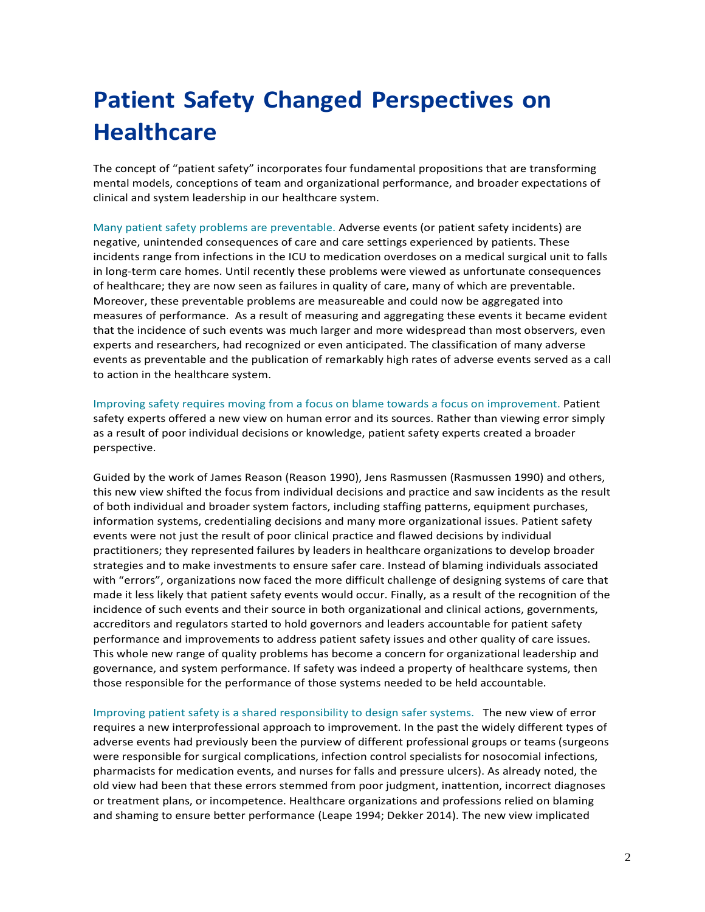# Patient Safety Changed Perspectives on Healthcare

The concept of "patient safety" incorporates four fundamental propositions that are transforming mental models, conceptions of team and organizational performance, and broader expectations of clinical and system leadership in our healthcare system.

Many patient safety problems are preventable. Adverse events (or patient safety incidents) are negative, unintended consequences of care and care settings experienced by patients. These incidents range from infections in the ICU to medication overdoses on a medical surgical unit to falls in long-term care homes. Until recently these problems were viewed as unfortunate consequences of healthcare; they are now seen as failures in quality of care, many of which are preventable. Moreover, these preventable problems are measureable and could now be aggregated into measures of performance. As a result of measuring and aggregating these events it became evident that the incidence of such events was much larger and more widespread than most observers, even experts and researchers, had recognized or even anticipated. The classification of many adverse events as preventable and the publication of remarkably high rates of adverse events served as a call to action in the healthcare system.

Improving safety requires moving from a focus on blame towards a focus on improvement. Patient safety experts offered a new view on human error and its sources. Rather than viewing error simply as a result of poor individual decisions or knowledge, patient safety experts created a broader perspective.

Guided by the work of James Reason (Reason 1990), Jens Rasmussen (Rasmussen 1990) and others, this new view shifted the focus from individual decisions and practice and saw incidents as the result of both individual and broader system factors, including staffing patterns, equipment purchases, information systems, credentialing decisions and many more organizational issues. Patient safety events were not just the result of poor clinical practice and flawed decisions by individual practitioners; they represented failures by leaders in healthcare organizations to develop broader strategies and to make investments to ensure safer care. Instead of blaming individuals associated with "errors", organizations now faced the more difficult challenge of designing systems of care that made it less likely that patient safety events would occur. Finally, as a result of the recognition of the incidence of such events and their source in both organizational and clinical actions, governments, accreditors and regulators started to hold governors and leaders accountable for patient safety performance and improvements to address patient safety issues and other quality of care issues. This whole new range of quality problems has become a concern for organizational leadership and governance, and system performance. If safety was indeed a property of healthcare systems, then those responsible for the performance of those systems needed to be held accountable.

Improving patient safety is a shared responsibility to design safer systems. The new view of error requires a new interprofessional approach to improvement. In the past the widely different types of adverse events had previously been the purview of different professional groups or teams (surgeons were responsible for surgical complications, infection control specialists for nosocomial infections, pharmacists for medication events, and nurses for falls and pressure ulcers). As already noted, the old view had been that these errors stemmed from poor judgment, inattention, incorrect diagnoses or treatment plans, or incompetence. Healthcare organizations and professions relied on blaming and shaming to ensure better performance (Leape 1994; Dekker 2014). The new view implicated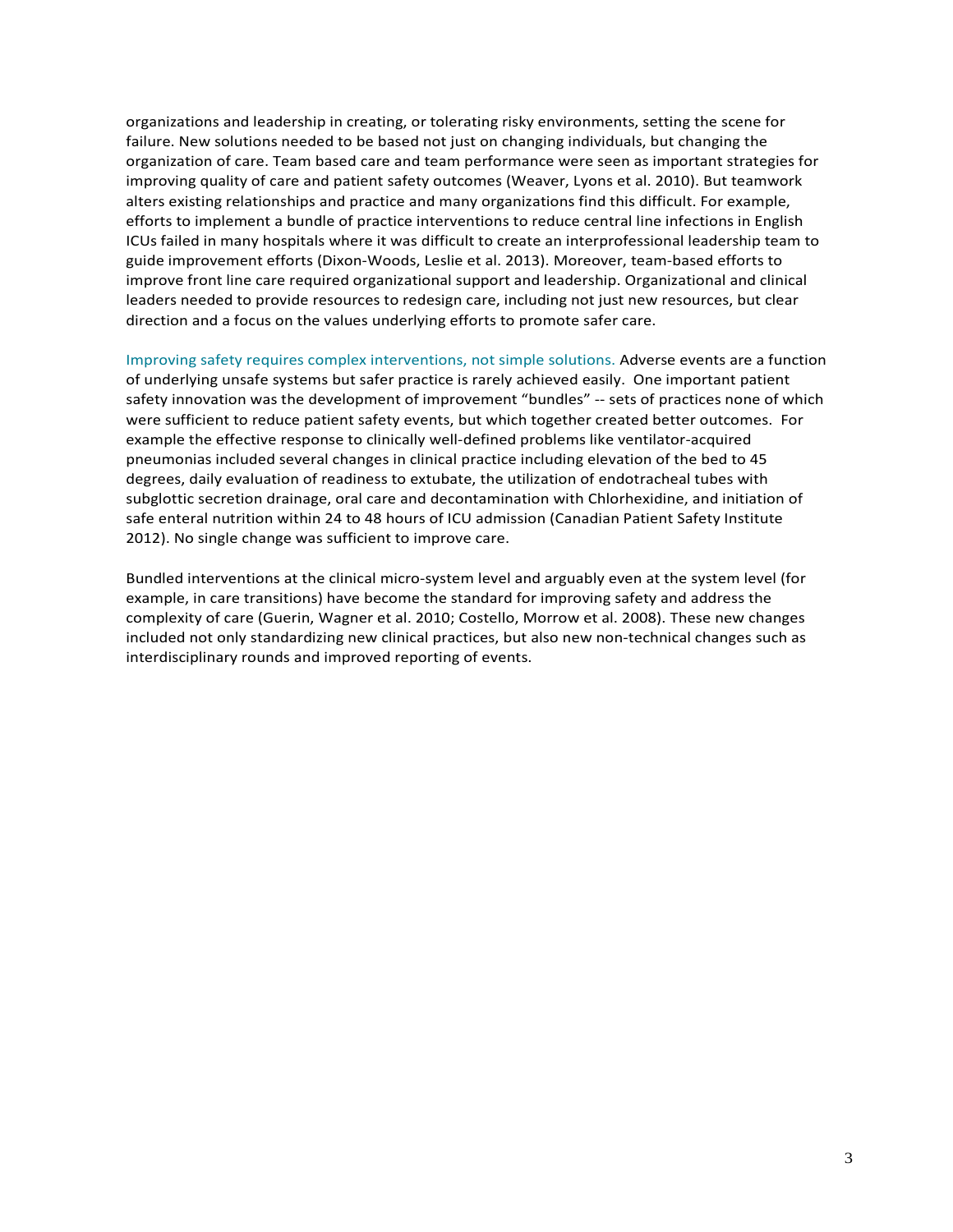organizations and leadership in creating, or tolerating risky environments, setting the scene for failure. New solutions needed to be based not just on changing individuals, but changing the organization of care. Team based care and team performance were seen as important strategies for improving quality of care and patient safety outcomes (Weaver, Lyons et al. 2010). But teamwork alters existing relationships and practice and many organizations find this difficult. For example, efforts to implement a bundle of practice interventions to reduce central line infections in English ICUs failed in many hospitals where it was difficult to create an interprofessional leadership team to guide improvement efforts (Dixon-Woods, Leslie et al. 2013). Moreover, team-based efforts to improve front line care required organizational support and leadership. Organizational and clinical leaders needed to provide resources to redesign care, including not just new resources, but clear direction and a focus on the values underlying efforts to promote safer care.

Improving safety requires complex interventions, not simple solutions. Adverse events are a function of underlying unsafe systems but safer practice is rarely achieved easily. One important patient safety innovation was the development of improvement "bundles" -- sets of practices none of which were sufficient to reduce patient safety events, but which together created better outcomes. For example the effective response to clinically well-defined problems like ventilator-acquired pneumonias included several changes in clinical practice including elevation of the bed to 45 degrees, daily evaluation of readiness to extubate, the utilization of endotracheal tubes with subglottic secretion drainage, oral care and decontamination with Chlorhexidine, and initiation of safe enteral nutrition within 24 to 48 hours of ICU admission (Canadian Patient Safety Institute 2012). No single change was sufficient to improve care.

Bundled interventions at the clinical micro-system level and arguably even at the system level (for example, in care transitions) have become the standard for improving safety and address the complexity of care (Guerin, Wagner et al. 2010; Costello, Morrow et al. 2008). These new changes included not only standardizing new clinical practices, but also new non-technical changes such as interdisciplinary rounds and improved reporting of events.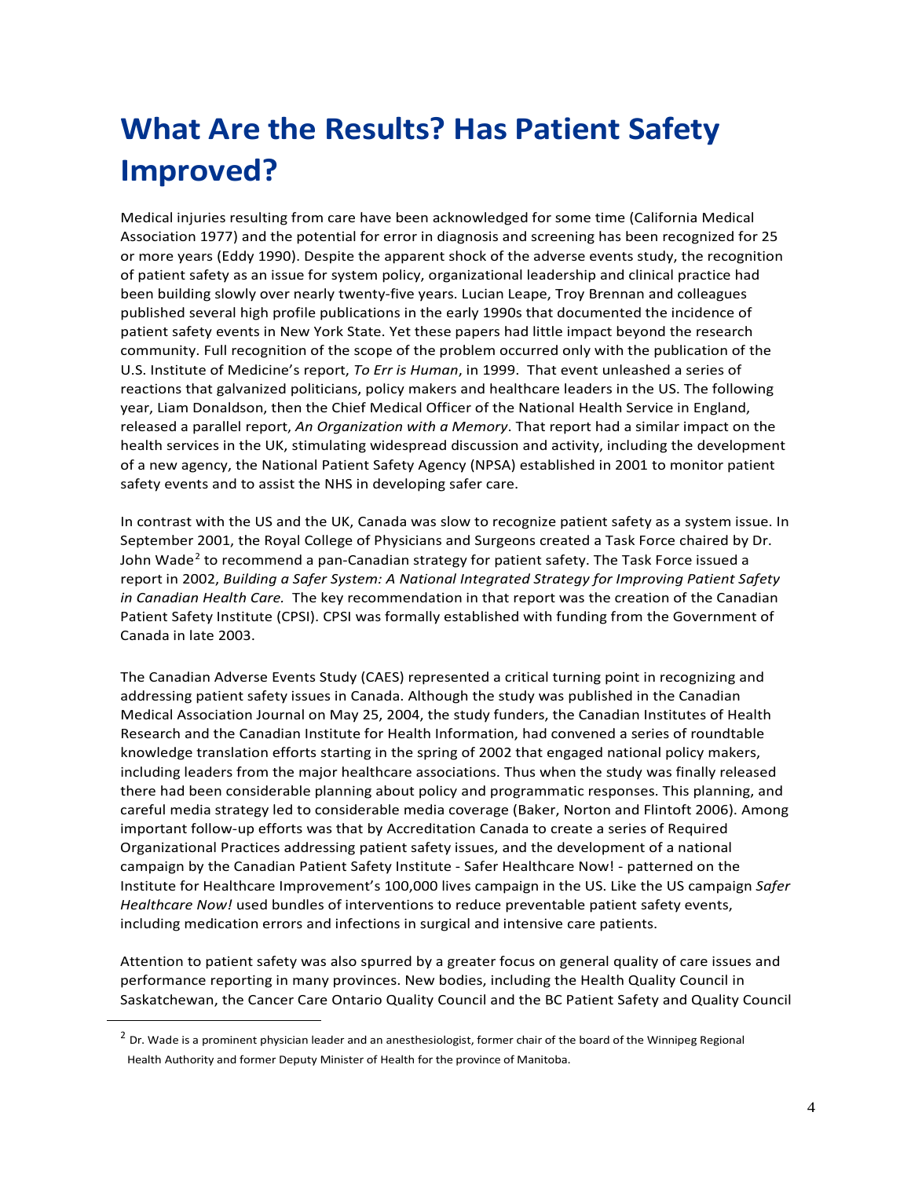# What Are the Results? Has Patient Safety Improved?

Medical injuries resulting from care have been acknowledged for some time (California Medical Association 1977) and the potential for error in diagnosis and screening has been recognized for 25 or more years (Eddy 1990). Despite the apparent shock of the adverse events study, the recognition of patient safety as an issue for system policy, organizational leadership and clinical practice had been building slowly over nearly twenty-five years. Lucian Leape, Troy Brennan and colleagues published several high profile publications in the early 1990s that documented the incidence of patient safety events in New York State. Yet these papers had little impact beyond the research community. Full recognition of the scope of the problem occurred only with the publication of the U.S. Institute of Medicine's report, *To Err is Human*, in 1999. That event unleashed a series of reactions that galvanized politicians, policy makers and healthcare leaders in the US. The following year, Liam Donaldson, then the Chief Medical Officer of the National Health Service in England, released a parallel report, *An Organization with a Memory*. That report had a similar impact on the health services in the UK, stimulating widespread discussion and activity, including the development of a new agency, the National Patient Safety Agency (NPSA) established in 2001 to monitor patient safety events and to assist the NHS in developing safer care.

In contrast with the US and the UK, Canada was slow to recognize patient safety as a system issue. In September 2001, the Royal College of Physicians and Surgeons created a Task Force chaired by Dr. John Wade[2] to recommend a pan-Canadian strategy for patient safety. The Task Force issued a report in 2002, *Building a Safer System: A National Integrated Strategy for Improving Patient Safety in Canadian Health Care.* The key recommendation in that report was the creation of the Canadian Patient Safety Institute (CPSI). CPSI was formally established with funding from the Government of Canada in late 2003.

The Canadian Adverse Events Study (CAES) represented a critical turning point in recognizing and addressing patient safety issues in Canada. Although the study was published in the Canadian Medical Association Journal on May 25, 2004, the study funders, the Canadian Institutes of Health Research and the Canadian Institute for Health Information, had convened a series of roundtable knowledge translation efforts starting in the spring of 2002 that engaged national policy makers, including leaders from the major healthcare associations. Thus when the study was finally released there had been considerable planning about policy and programmatic responses. This planning, and careful media strategy led to considerable media coverage (Baker, Norton and Flintoft 2006). Among important follow-up efforts was that by Accreditation Canada to create a series of Required Organizational Practices addressing patient safety issues, and the development of a national campaign by the Canadian Patient Safety Institute - Safer Healthcare Now! - patterned on the Institute for Healthcare Improvement's 100,000 lives campaign in the US. Like the US campaign *Safer Healthcare Now!* used bundles of interventions to reduce preventable patient safety events, including medication errors and infections in surgical and intensive care patients.

Attention to patient safety was also spurred by a greater focus on general quality of care issues and performance reporting in many provinces. New bodies, including the Health Quality Council in Saskatchewan, the Cancer Care Ontario Quality Council and the BC Patient Safety and Quality Council

---

[2] Dr. Wade is a prominent physician leader and an anesthesiologist, former chair of the board of the Winnipeg Regional Health Authority and former Deputy Minister of Health for the province of Manitoba.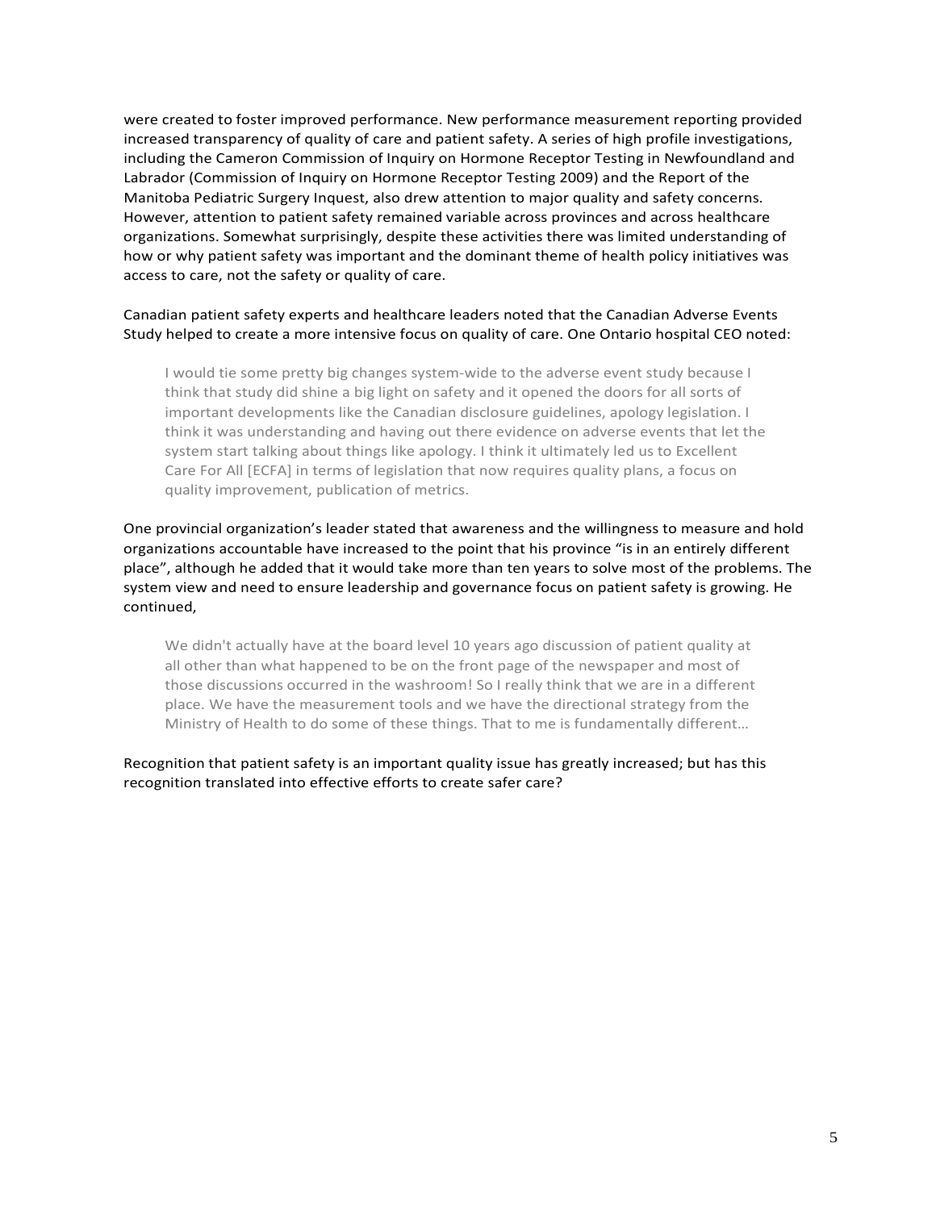were created to foster improved performance. New performance measurement reporting provided increased transparency of quality of care and patient safety. A series of high profile investigations, including the Cameron Commission of Inquiry on Hormone Receptor Testing in Newfoundland and Labrador (Commission of Inquiry on Hormone Receptor Testing 2009) and the Report of the Manitoba Pediatric Surgery Inquest, also drew attention to major quality and safety concerns. However, attention to patient safety remained variable across provinces and across healthcare organizations. Somewhat surprisingly, despite these activities there was limited understanding of how or why patient safety was important and the dominant theme of health policy initiatives was access to care, not the safety or quality of care.

Canadian patient safety experts and healthcare leaders noted that the Canadian Adverse Events Study helped to create a more intensive focus on quality of care. One Ontario hospital CEO noted:

> I would tie some pretty big changes system-wide to the adverse event study because I think that study did shine a big light on safety and it opened the doors for all sorts of important developments like the Canadian disclosure guidelines, apology legislation. I think it was understanding and having out there evidence on adverse events that let the system start talking about things like apology. I think it ultimately led us to Excellent Care For All [ECFA] in terms of legislation that now requires quality plans, a focus on quality improvement, publication of metrics.

One provincial organization's leader stated that awareness and the willingness to measure and hold organizations accountable have increased to the point that his province "is in an entirely different place", although he added that it would take more than ten years to solve most of the problems. The system view and need to ensure leadership and governance focus on patient safety is growing. He continued,

> We didn't actually have at the board level 10 years ago discussion of patient quality at all other than what happened to be on the front page of the newspaper and most of those discussions occurred in the washroom! So I really think that we are in a different place. We have the measurement tools and we have the directional strategy from the Ministry of Health to do some of these things. That to me is fundamentally different…

Recognition that patient safety is an important quality issue has greatly increased; but has this recognition translated into effective efforts to create safer care?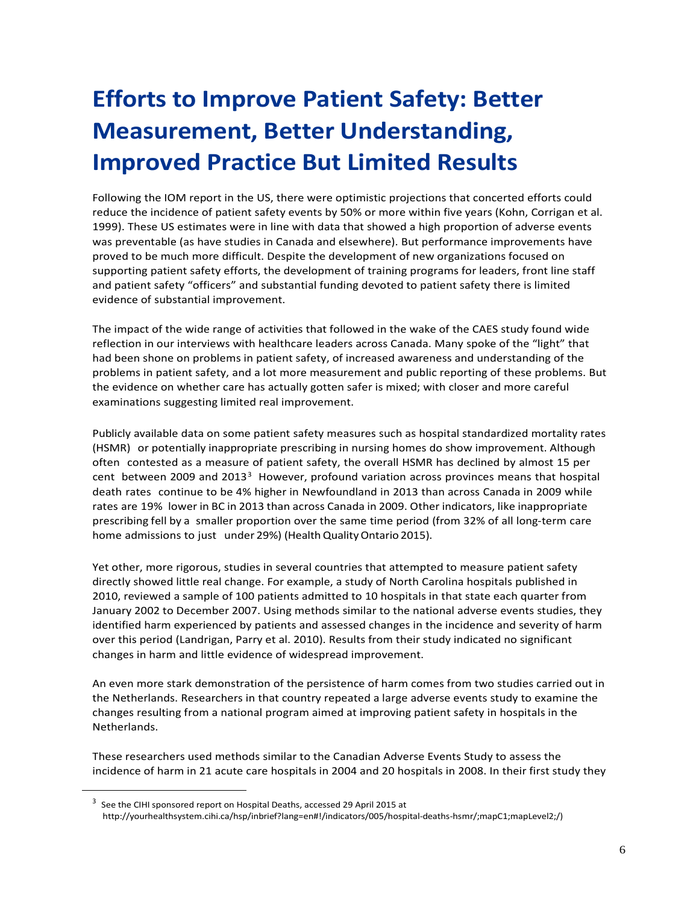# Efforts to Improve Patient Safety: Better Measurement, Better Understanding, Improved Practice But Limited Results

Following the IOM report in the US, there were optimistic projections that concerted efforts could reduce the incidence of patient safety events by 50% or more within five years (Kohn, Corrigan et al. 1999). These US estimates were in line with data that showed a high proportion of adverse events was preventable (as have studies in Canada and elsewhere). But performance improvements have proved to be much more difficult. Despite the development of new organizations focused on supporting patient safety efforts, the development of training programs for leaders, front line staff and patient safety "officers" and substantial funding devoted to patient safety there is limited evidence of substantial improvement.

The impact of the wide range of activities that followed in the wake of the CAES study found wide reflection in our interviews with healthcare leaders across Canada. Many spoke of the "light" that had been shone on problems in patient safety, of increased awareness and understanding of the problems in patient safety, and a lot more measurement and public reporting of these problems. But the evidence on whether care has actually gotten safer is mixed; with closer and more careful examinations suggesting limited real improvement.

Publicly available data on some patient safety measures such as hospital standardized mortality rates (HSMR) or potentially inappropriate prescribing in nursing homes do show improvement. Although often contested as a measure of patient safety, the overall HSMR has declined by almost 15 per cent between 2009 and 2013[3] However, profound variation across provinces means that hospital death rates continue to be 4% higher in Newfoundland in 2013 than across Canada in 2009 while rates are 19% lower in BC in 2013 than across Canada in 2009. Other indicators, like inappropriate prescribing fell by a smaller proportion over the same time period (from 32% of all long-term care home admissions to just under 29%) (Health Quality Ontario 2015).

Yet other, more rigorous, studies in several countries that attempted to measure patient safety directly showed little real change. For example, a study of North Carolina hospitals published in 2010, reviewed a sample of 100 patients admitted to 10 hospitals in that state each quarter from January 2002 to December 2007. Using methods similar to the national adverse events studies, they identified harm experienced by patients and assessed changes in the incidence and severity of harm over this period (Landrigan, Parry et al. 2010). Results from their study indicated no significant changes in harm and little evidence of widespread improvement.

An even more stark demonstration of the persistence of harm comes from two studies carried out in the Netherlands. Researchers in that country repeated a large adverse events study to examine the changes resulting from a national program aimed at improving patient safety in hospitals in the Netherlands.

These researchers used methods similar to the Canadian Adverse Events Study to assess the incidence of harm in 21 acute care hospitals in 2004 and 20 hospitals in 2008. In their first study they

---

[3] See the CIHI sponsored report on Hospital Deaths, accessed 29 April 2015 at http://yourhealthsystem.cihi.ca/hsp/inbrief?lang=en#!/indicators/005/hospital-deaths-hsmr/;mapC1;mapLevel2;/)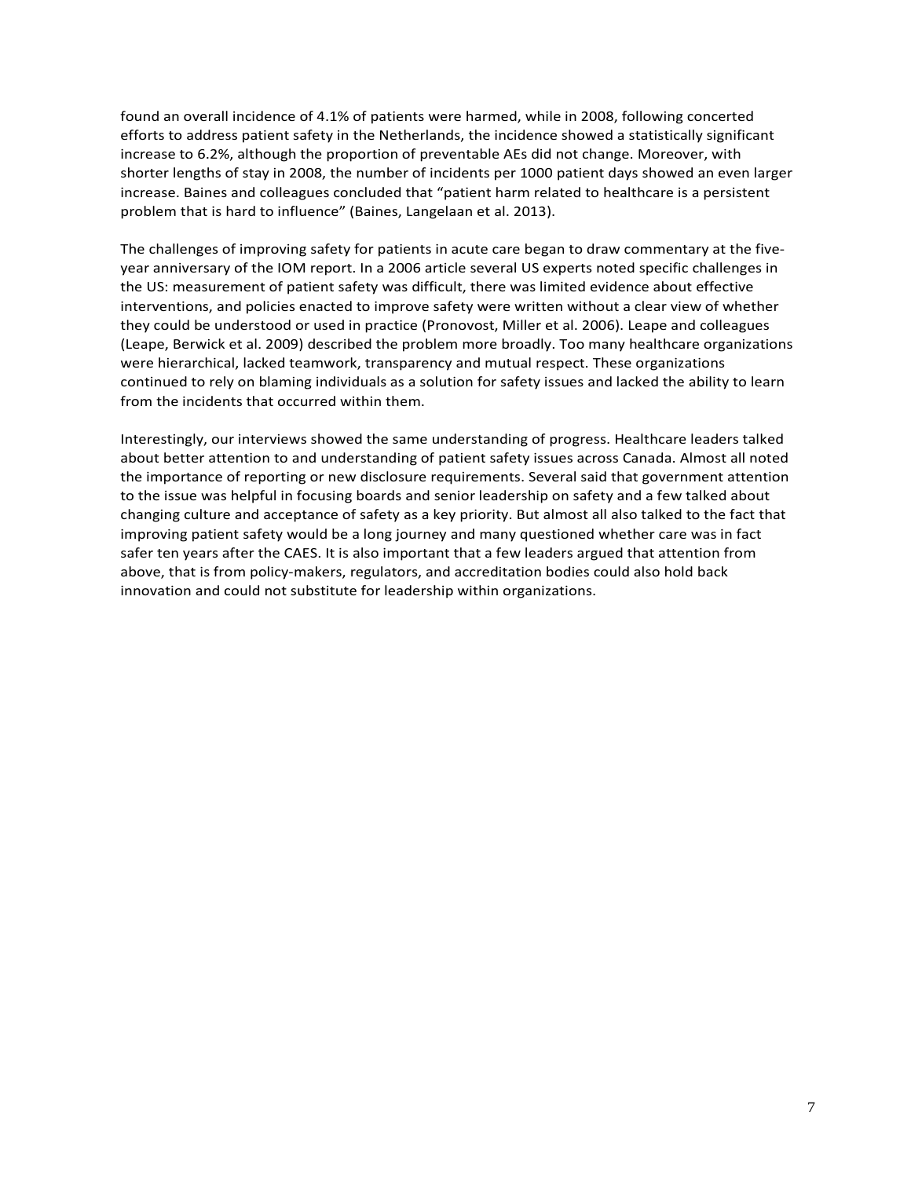found an overall incidence of 4.1% of patients were harmed, while in 2008, following concerted efforts to address patient safety in the Netherlands, the incidence showed a statistically significant increase to 6.2%, although the proportion of preventable AEs did not change. Moreover, with shorter lengths of stay in 2008, the number of incidents per 1000 patient days showed an even larger increase. Baines and colleagues concluded that "patient harm related to healthcare is a persistent problem that is hard to influence" (Baines, Langelaan et al. 2013).

The challenges of improving safety for patients in acute care began to draw commentary at the five-year anniversary of the IOM report. In a 2006 article several US experts noted specific challenges in the US: measurement of patient safety was difficult, there was limited evidence about effective interventions, and policies enacted to improve safety were written without a clear view of whether they could be understood or used in practice (Pronovost, Miller et al. 2006). Leape and colleagues (Leape, Berwick et al. 2009) described the problem more broadly. Too many healthcare organizations were hierarchical, lacked teamwork, transparency and mutual respect. These organizations continued to rely on blaming individuals as a solution for safety issues and lacked the ability to learn from the incidents that occurred within them.

Interestingly, our interviews showed the same understanding of progress. Healthcare leaders talked about better attention to and understanding of patient safety issues across Canada. Almost all noted the importance of reporting or new disclosure requirements. Several said that government attention to the issue was helpful in focusing boards and senior leadership on safety and a few talked about changing culture and acceptance of safety as a key priority. But almost all also talked to the fact that improving patient safety would be a long journey and many questioned whether care was in fact safer ten years after the CAES. It is also important that a few leaders argued that attention from above, that is from policy-makers, regulators, and accreditation bodies could also hold back innovation and could not substitute for leadership within organizations.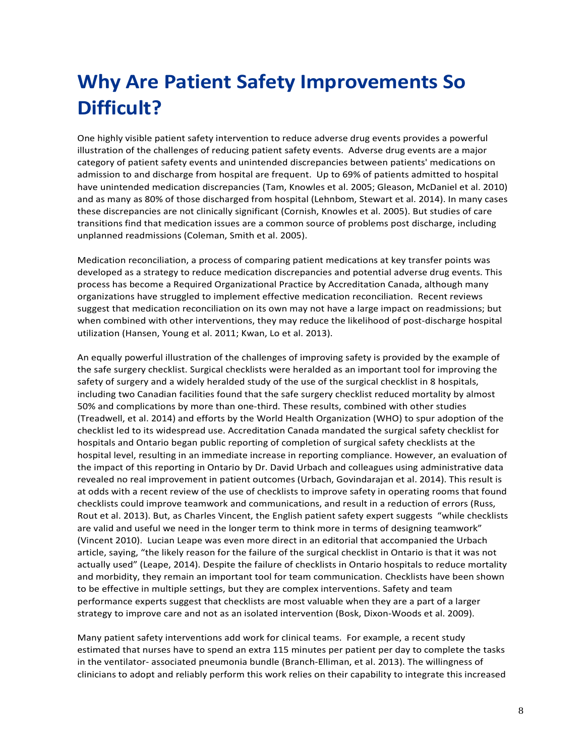# Why Are Patient Safety Improvements So Difficult?

One highly visible patient safety intervention to reduce adverse drug events provides a powerful illustration of the challenges of reducing patient safety events. Adverse drug events are a major category of patient safety events and unintended discrepancies between patients' medications on admission to and discharge from hospital are frequent. Up to 69% of patients admitted to hospital have unintended medication discrepancies (Tam, Knowles et al. 2005; Gleason, McDaniel et al. 2010) and as many as 80% of those discharged from hospital (Lehnbom, Stewart et al. 2014). In many cases these discrepancies are not clinically significant (Cornish, Knowles et al. 2005). But studies of care transitions find that medication issues are a common source of problems post discharge, including unplanned readmissions (Coleman, Smith et al. 2005).

Medication reconciliation, a process of comparing patient medications at key transfer points was developed as a strategy to reduce medication discrepancies and potential adverse drug events. This process has become a Required Organizational Practice by Accreditation Canada, although many organizations have struggled to implement effective medication reconciliation. Recent reviews suggest that medication reconciliation on its own may not have a large impact on readmissions; but when combined with other interventions, they may reduce the likelihood of post-discharge hospital utilization (Hansen, Young et al. 2011; Kwan, Lo et al. 2013).

An equally powerful illustration of the challenges of improving safety is provided by the example of the safe surgery checklist. Surgical checklists were heralded as an important tool for improving the safety of surgery and a widely heralded study of the use of the surgical checklist in 8 hospitals, including two Canadian facilities found that the safe surgery checklist reduced mortality by almost 50% and complications by more than one-third. These results, combined with other studies (Treadwell, et al. 2014) and efforts by the World Health Organization (WHO) to spur adoption of the checklist led to its widespread use. Accreditation Canada mandated the surgical safety checklist for hospitals and Ontario began public reporting of completion of surgical safety checklists at the hospital level, resulting in an immediate increase in reporting compliance. However, an evaluation of the impact of this reporting in Ontario by Dr. David Urbach and colleagues using administrative data revealed no real improvement in patient outcomes (Urbach, Govindarajan et al. 2014). This result is at odds with a recent review of the use of checklists to improve safety in operating rooms that found checklists could improve teamwork and communications, and result in a reduction of errors (Russ, Rout et al. 2013). But, as Charles Vincent, the English patient safety expert suggests "while checklists are valid and useful we need in the longer term to think more in terms of designing teamwork" (Vincent 2010). Lucian Leape was even more direct in an editorial that accompanied the Urbach article, saying, "the likely reason for the failure of the surgical checklist in Ontario is that it was not actually used" (Leape, 2014). Despite the failure of checklists in Ontario hospitals to reduce mortality and morbidity, they remain an important tool for team communication. Checklists have been shown to be effective in multiple settings, but they are complex interventions. Safety and team performance experts suggest that checklists are most valuable when they are a part of a larger strategy to improve care and not as an isolated intervention (Bosk, Dixon-Woods et al. 2009).

Many patient safety interventions add work for clinical teams. For example, a recent study estimated that nurses have to spend an extra 115 minutes per patient per day to complete the tasks in the ventilator- associated pneumonia bundle (Branch-Elliman, et al. 2013). The willingness of clinicians to adopt and reliably perform this work relies on their capability to integrate this increased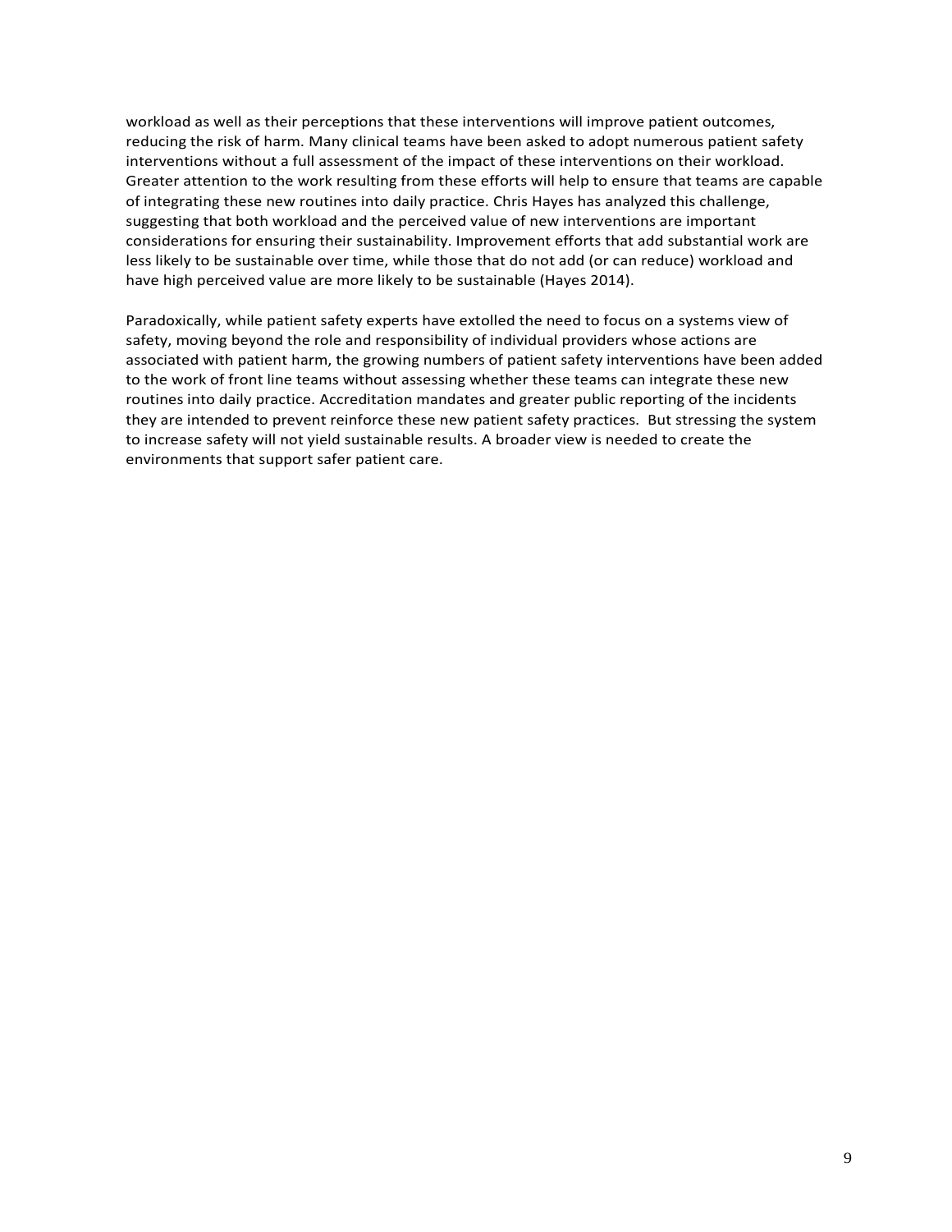workload as well as their perceptions that these interventions will improve patient outcomes, reducing the risk of harm. Many clinical teams have been asked to adopt numerous patient safety interventions without a full assessment of the impact of these interventions on their workload. Greater attention to the work resulting from these efforts will help to ensure that teams are capable of integrating these new routines into daily practice. Chris Hayes has analyzed this challenge, suggesting that both workload and the perceived value of new interventions are important considerations for ensuring their sustainability. Improvement efforts that add substantial work are less likely to be sustainable over time, while those that do not add (or can reduce) workload and have high perceived value are more likely to be sustainable (Hayes 2014).

Paradoxically, while patient safety experts have extolled the need to focus on a systems view of safety, moving beyond the role and responsibility of individual providers whose actions are associated with patient harm, the growing numbers of patient safety interventions have been added to the work of front line teams without assessing whether these teams can integrate these new routines into daily practice. Accreditation mandates and greater public reporting of the incidents they are intended to prevent reinforce these new patient safety practices. But stressing the system to increase safety will not yield sustainable results. A broader view is needed to create the environments that support safer patient care.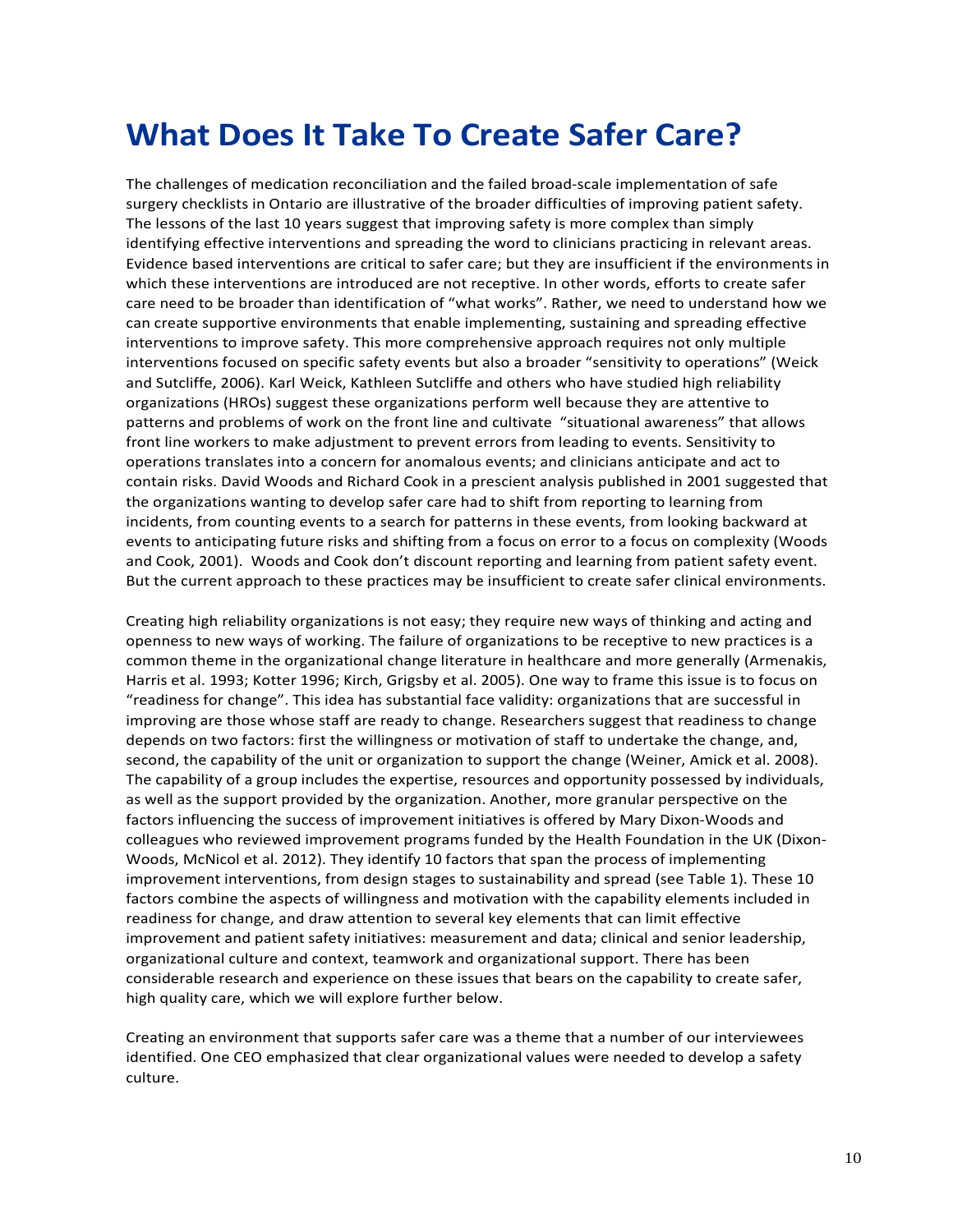# What Does It Take To Create Safer Care?

The challenges of medication reconciliation and the failed broad-scale implementation of safe surgery checklists in Ontario are illustrative of the broader difficulties of improving patient safety. The lessons of the last 10 years suggest that improving safety is more complex than simply identifying effective interventions and spreading the word to clinicians practicing in relevant areas. Evidence based interventions are critical to safer care; but they are insufficient if the environments in which these interventions are introduced are not receptive. In other words, efforts to create safer care need to be broader than identification of "what works". Rather, we need to understand how we can create supportive environments that enable implementing, sustaining and spreading effective interventions to improve safety. This more comprehensive approach requires not only multiple interventions focused on specific safety events but also a broader "sensitivity to operations" (Weick and Sutcliffe, 2006). Karl Weick, Kathleen Sutcliffe and others who have studied high reliability organizations (HROs) suggest these organizations perform well because they are attentive to patterns and problems of work on the front line and cultivate "situational awareness" that allows front line workers to make adjustment to prevent errors from leading to events. Sensitivity to operations translates into a concern for anomalous events; and clinicians anticipate and act to contain risks. David Woods and Richard Cook in a prescient analysis published in 2001 suggested that the organizations wanting to develop safer care had to shift from reporting to learning from incidents, from counting events to a search for patterns in these events, from looking backward at events to anticipating future risks and shifting from a focus on error to a focus on complexity (Woods and Cook, 2001). Woods and Cook don't discount reporting and learning from patient safety event. But the current approach to these practices may be insufficient to create safer clinical environments.

Creating high reliability organizations is not easy; they require new ways of thinking and acting and openness to new ways of working. The failure of organizations to be receptive to new practices is a common theme in the organizational change literature in healthcare and more generally (Armenakis, Harris et al. 1993; Kotter 1996; Kirch, Grigsby et al. 2005). One way to frame this issue is to focus on "readiness for change". This idea has substantial face validity: organizations that are successful in improving are those whose staff are ready to change. Researchers suggest that readiness to change depends on two factors: first the willingness or motivation of staff to undertake the change, and, second, the capability of the unit or organization to support the change (Weiner, Amick et al. 2008). The capability of a group includes the expertise, resources and opportunity possessed by individuals, as well as the support provided by the organization. Another, more granular perspective on the factors influencing the success of improvement initiatives is offered by Mary Dixon-Woods and colleagues who reviewed improvement programs funded by the Health Foundation in the UK (Dixon-Woods, McNicol et al. 2012). They identify 10 factors that span the process of implementing improvement interventions, from design stages to sustainability and spread (see Table 1). These 10 factors combine the aspects of willingness and motivation with the capability elements included in readiness for change, and draw attention to several key elements that can limit effective improvement and patient safety initiatives: measurement and data; clinical and senior leadership, organizational culture and context, teamwork and organizational support. There has been considerable research and experience on these issues that bears on the capability to create safer, high quality care, which we will explore further below.

Creating an environment that supports safer care was a theme that a number of our interviewees identified. One CEO emphasized that clear organizational values were needed to develop a safety culture.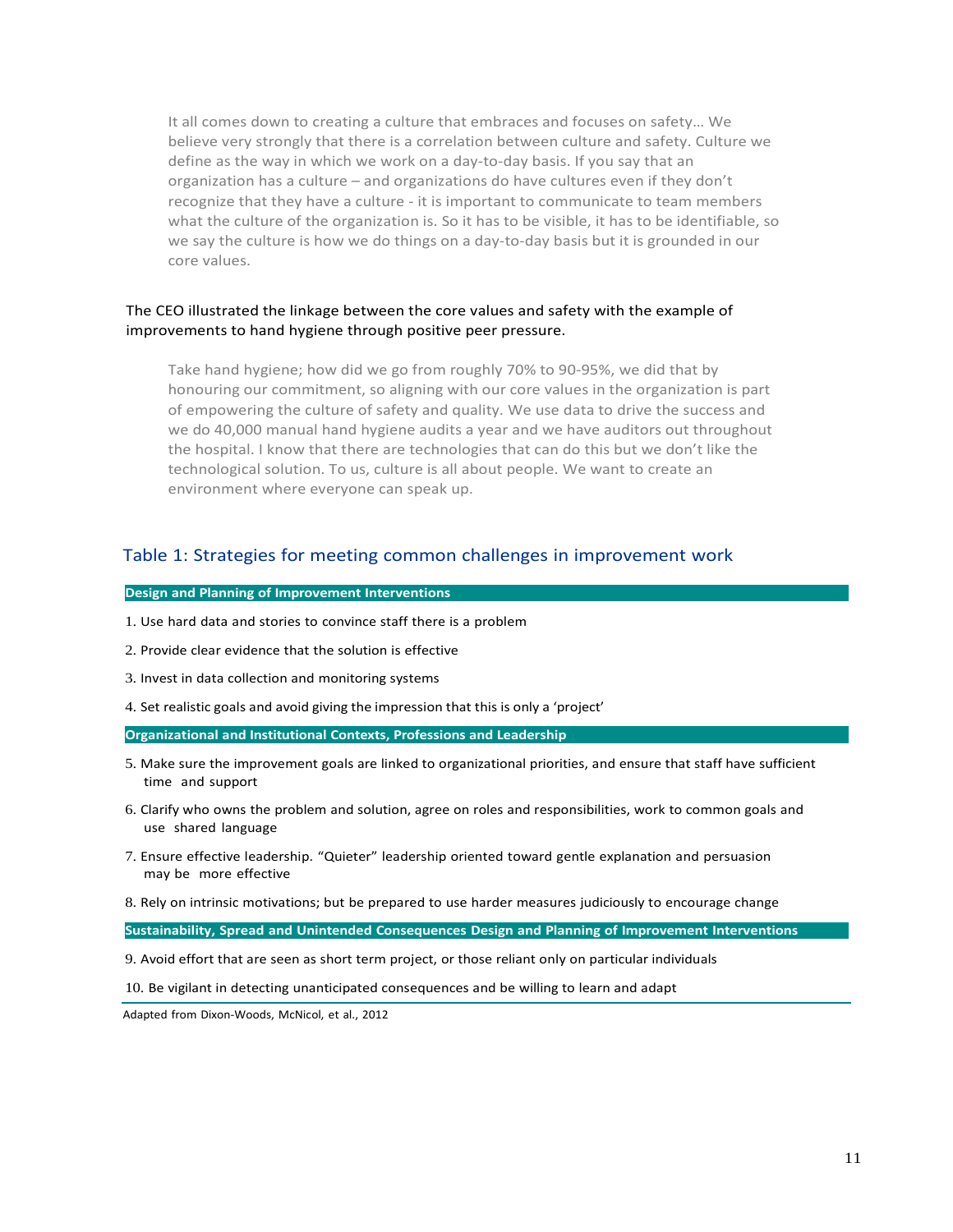> It all comes down to creating a culture that embraces and focuses on safety... We believe very strongly that there is a correlation between culture and safety. Culture we define as the way in which we work on a day-to-day basis. If you say that an organization has a culture – and organizations do have cultures even if they don't recognize that they have a culture - it is important to communicate to team members what the culture of the organization is. So it has to be visible, it has to be identifiable, so we say the culture is how we do things on a day-to-day basis but it is grounded in our core values.

The CEO illustrated the linkage between the core values and safety with the example of improvements to hand hygiene through positive peer pressure.

> Take hand hygiene; how did we go from roughly 70% to 90-95%, we did that by honouring our commitment, so aligning with our core values in the organization is part of empowering the culture of safety and quality. We use data to drive the success and we do 40,000 manual hand hygiene audits a year and we have auditors out throughout the hospital. I know that there are technologies that can do this but we don't like the technological solution. To us, culture is all about people. We want to create an environment where everyone can speak up.

## Table 1: Strategies for meeting common challenges in improvement work

| **Design and Planning of Improvement Interventions** |
|---|
| 1. Use hard data and stories to convince staff there is a problem |
| 2. Provide clear evidence that the solution is effective |
| 3. Invest in data collection and monitoring systems |
| 4. Set realistic goals and avoid giving the impression that this is only a 'project' |
| **Organizational and Institutional Contexts, Professions and Leadership** |
| 5. Make sure the improvement goals are linked to organizational priorities, and ensure that staff have sufficient time and support |
| 6. Clarify who owns the problem and solution, agree on roles and responsibilities, work to common goals and use shared language |
| 7. Ensure effective leadership. "Quieter" leadership oriented toward gentle explanation and persuasion may be more effective |
| 8. Rely on intrinsic motivations; but be prepared to use harder measures judiciously to encourage change |
| **Sustainability, Spread and Unintended Consequences Design and Planning of Improvement Interventions** |
| 9. Avoid effort that are seen as short term project, or those reliant only on particular individuals |
| 10. Be vigilant in detecting unanticipated consequences and be willing to learn and adapt |

Adapted from Dixon-Woods, McNicol, et al., 2012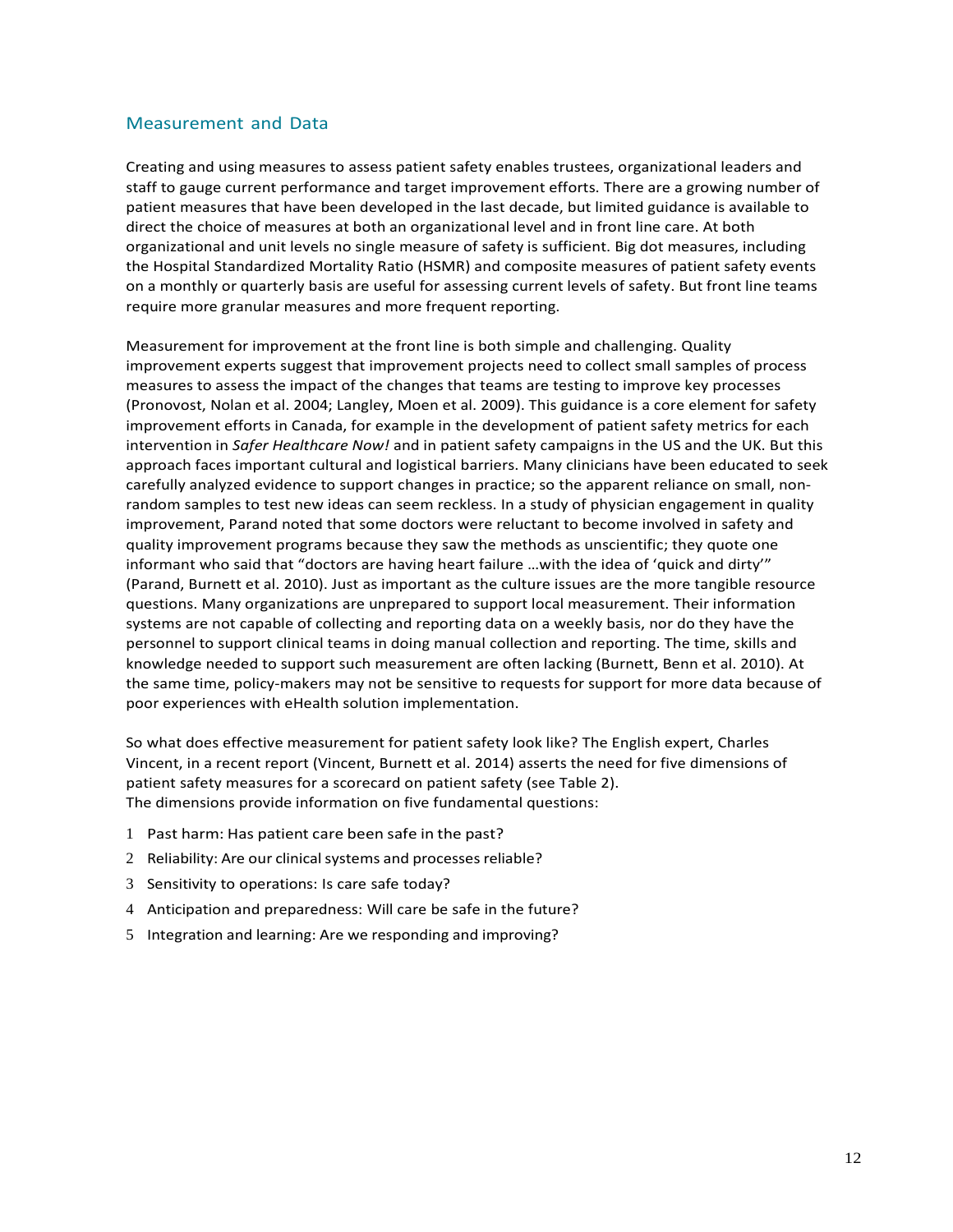## Measurement and Data

Creating and using measures to assess patient safety enables trustees, organizational leaders and staff to gauge current performance and target improvement efforts. There are a growing number of patient measures that have been developed in the last decade, but limited guidance is available to direct the choice of measures at both an organizational level and in front line care. At both organizational and unit levels no single measure of safety is sufficient. Big dot measures, including the Hospital Standardized Mortality Ratio (HSMR) and composite measures of patient safety events on a monthly or quarterly basis are useful for assessing current levels of safety. But front line teams require more granular measures and more frequent reporting.

Measurement for improvement at the front line is both simple and challenging. Quality improvement experts suggest that improvement projects need to collect small samples of process measures to assess the impact of the changes that teams are testing to improve key processes (Pronovost, Nolan et al. 2004; Langley, Moen et al. 2009). This guidance is a core element for safety improvement efforts in Canada, for example in the development of patient safety metrics for each intervention in *Safer Healthcare Now!* and in patient safety campaigns in the US and the UK. But this approach faces important cultural and logistical barriers. Many clinicians have been educated to seek carefully analyzed evidence to support changes in practice; so the apparent reliance on small, non-random samples to test new ideas can seem reckless. In a study of physician engagement in quality improvement, Parand noted that some doctors were reluctant to become involved in safety and quality improvement programs because they saw the methods as unscientific; they quote one informant who said that "doctors are having heart failure …with the idea of 'quick and dirty'" (Parand, Burnett et al. 2010). Just as important as the culture issues are the more tangible resource questions. Many organizations are unprepared to support local measurement. Their information systems are not capable of collecting and reporting data on a weekly basis, nor do they have the personnel to support clinical teams in doing manual collection and reporting. The time, skills and knowledge needed to support such measurement are often lacking (Burnett, Benn et al. 2010). At the same time, policy-makers may not be sensitive to requests for support for more data because of poor experiences with eHealth solution implementation.

So what does effective measurement for patient safety look like? The English expert, Charles Vincent, in a recent report (Vincent, Burnett et al. 2014) asserts the need for five dimensions of patient safety measures for a scorecard on patient safety (see Table 2).
The dimensions provide information on five fundamental questions:

1. Past harm: Has patient care been safe in the past?
2. Reliability: Are our clinical systems and processes reliable?
3. Sensitivity to operations: Is care safe today?
4. Anticipation and preparedness: Will care be safe in the future?
5. Integration and learning: Are we responding and improving?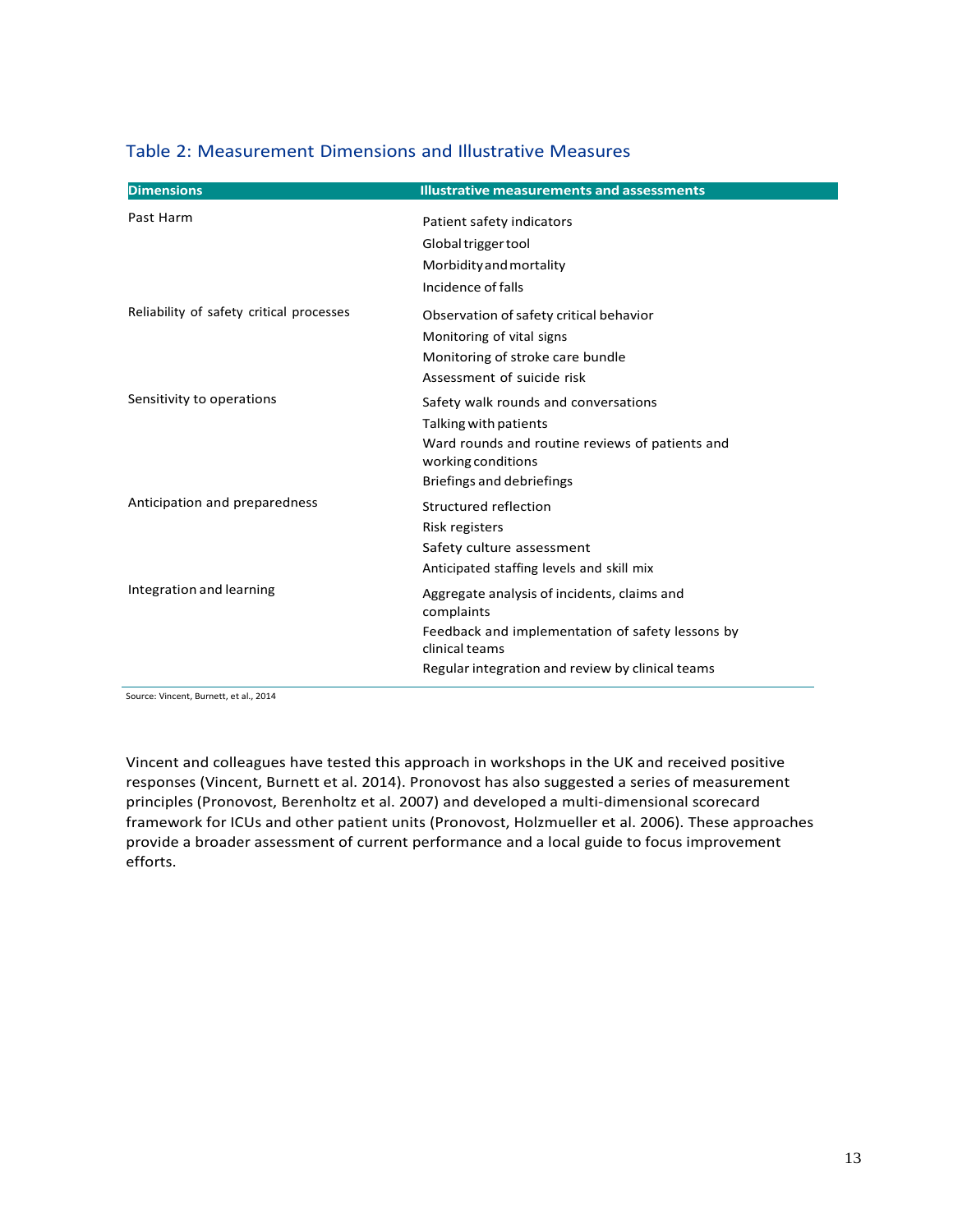### Table 2: Measurement Dimensions and Illustrative Measures

| Dimensions | Illustrative measurements and assessments |
| --- | --- |
| Past Harm | Patient safety indicators<br>Global trigger tool<br>Morbidity and mortality<br>Incidence of falls |
| Reliability of safety critical processes | Observation of safety critical behavior<br>Monitoring of vital signs<br>Monitoring of stroke care bundle<br>Assessment of suicide risk |
| Sensitivity to operations | Safety walk rounds and conversations<br>Talking with patients<br>Ward rounds and routine reviews of patients and working conditions<br>Briefings and debriefings |
| Anticipation and preparedness | Structured reflection<br>Risk registers<br>Safety culture assessment<br>Anticipated staffing levels and skill mix |
| Integration and learning | Aggregate analysis of incidents, claims and complaints<br>Feedback and implementation of safety lessons by clinical teams<br>Regular integration and review by clinical teams |

Source: Vincent, Burnett, et al., 2014

Vincent and colleagues have tested this approach in workshops in the UK and received positive responses (Vincent, Burnett et al. 2014). Pronovost has also suggested a series of measurement principles (Pronovost, Berenholtz et al. 2007) and developed a multi-dimensional scorecard framework for ICUs and other patient units (Pronovost, Holzmueller et al. 2006). These approaches provide a broader assessment of current performance and a local guide to focus improvement efforts.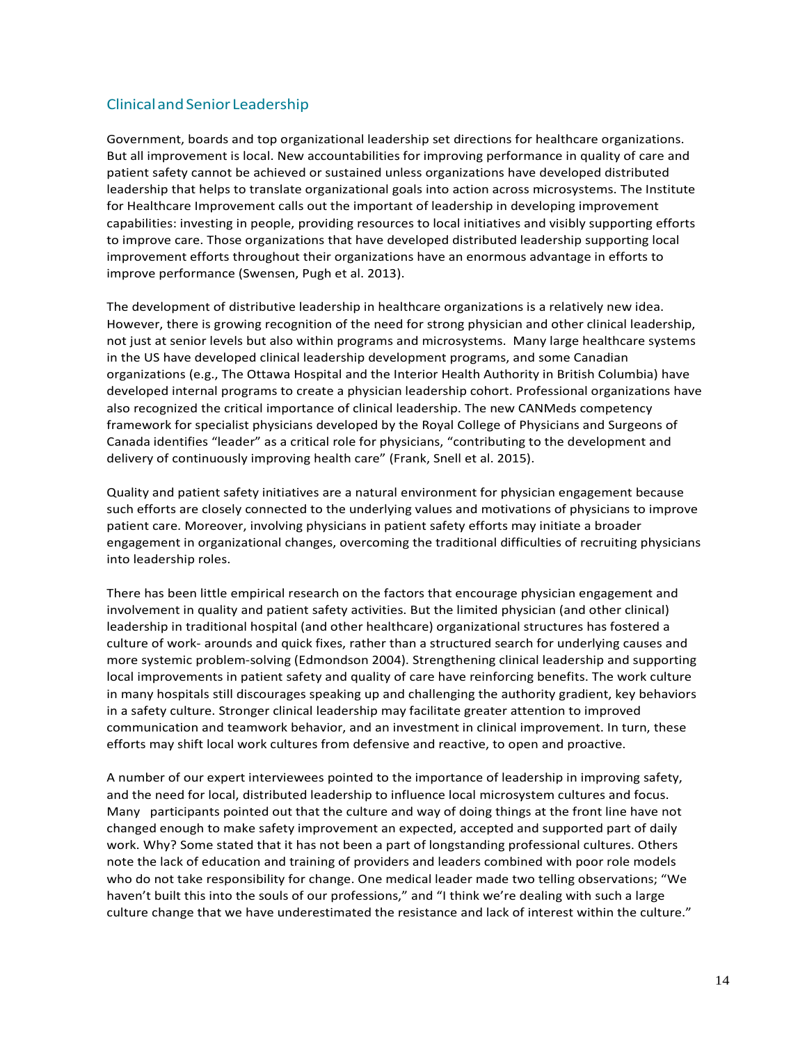## Clinical and Senior Leadership

Government, boards and top organizational leadership set directions for healthcare organizations. But all improvement is local. New accountabilities for improving performance in quality of care and patient safety cannot be achieved or sustained unless organizations have developed distributed leadership that helps to translate organizational goals into action across microsystems. The Institute for Healthcare Improvement calls out the important of leadership in developing improvement capabilities: investing in people, providing resources to local initiatives and visibly supporting efforts to improve care. Those organizations that have developed distributed leadership supporting local improvement efforts throughout their organizations have an enormous advantage in efforts to improve performance (Swensen, Pugh et al. 2013).

The development of distributive leadership in healthcare organizations is a relatively new idea. However, there is growing recognition of the need for strong physician and other clinical leadership, not just at senior levels but also within programs and microsystems. Many large healthcare systems in the US have developed clinical leadership development programs, and some Canadian organizations (e.g., The Ottawa Hospital and the Interior Health Authority in British Columbia) have developed internal programs to create a physician leadership cohort. Professional organizations have also recognized the critical importance of clinical leadership. The new CANMeds competency framework for specialist physicians developed by the Royal College of Physicians and Surgeons of Canada identifies "leader" as a critical role for physicians, "contributing to the development and delivery of continuously improving health care" (Frank, Snell et al. 2015).

Quality and patient safety initiatives are a natural environment for physician engagement because such efforts are closely connected to the underlying values and motivations of physicians to improve patient care. Moreover, involving physicians in patient safety efforts may initiate a broader engagement in organizational changes, overcoming the traditional difficulties of recruiting physicians into leadership roles.

There has been little empirical research on the factors that encourage physician engagement and involvement in quality and patient safety activities. But the limited physician (and other clinical) leadership in traditional hospital (and other healthcare) organizational structures has fostered a culture of work- arounds and quick fixes, rather than a structured search for underlying causes and more systemic problem-solving (Edmondson 2004). Strengthening clinical leadership and supporting local improvements in patient safety and quality of care have reinforcing benefits. The work culture in many hospitals still discourages speaking up and challenging the authority gradient, key behaviors in a safety culture. Stronger clinical leadership may facilitate greater attention to improved communication and teamwork behavior, and an investment in clinical improvement. In turn, these efforts may shift local work cultures from defensive and reactive, to open and proactive.

A number of our expert interviewees pointed to the importance of leadership in improving safety, and the need for local, distributed leadership to influence local microsystem cultures and focus. Many participants pointed out that the culture and way of doing things at the front line have not changed enough to make safety improvement an expected, accepted and supported part of daily work. Why? Some stated that it has not been a part of longstanding professional cultures. Others note the lack of education and training of providers and leaders combined with poor role models who do not take responsibility for change. One medical leader made two telling observations; "We haven't built this into the souls of our professions," and "I think we're dealing with such a large culture change that we have underestimated the resistance and lack of interest within the culture."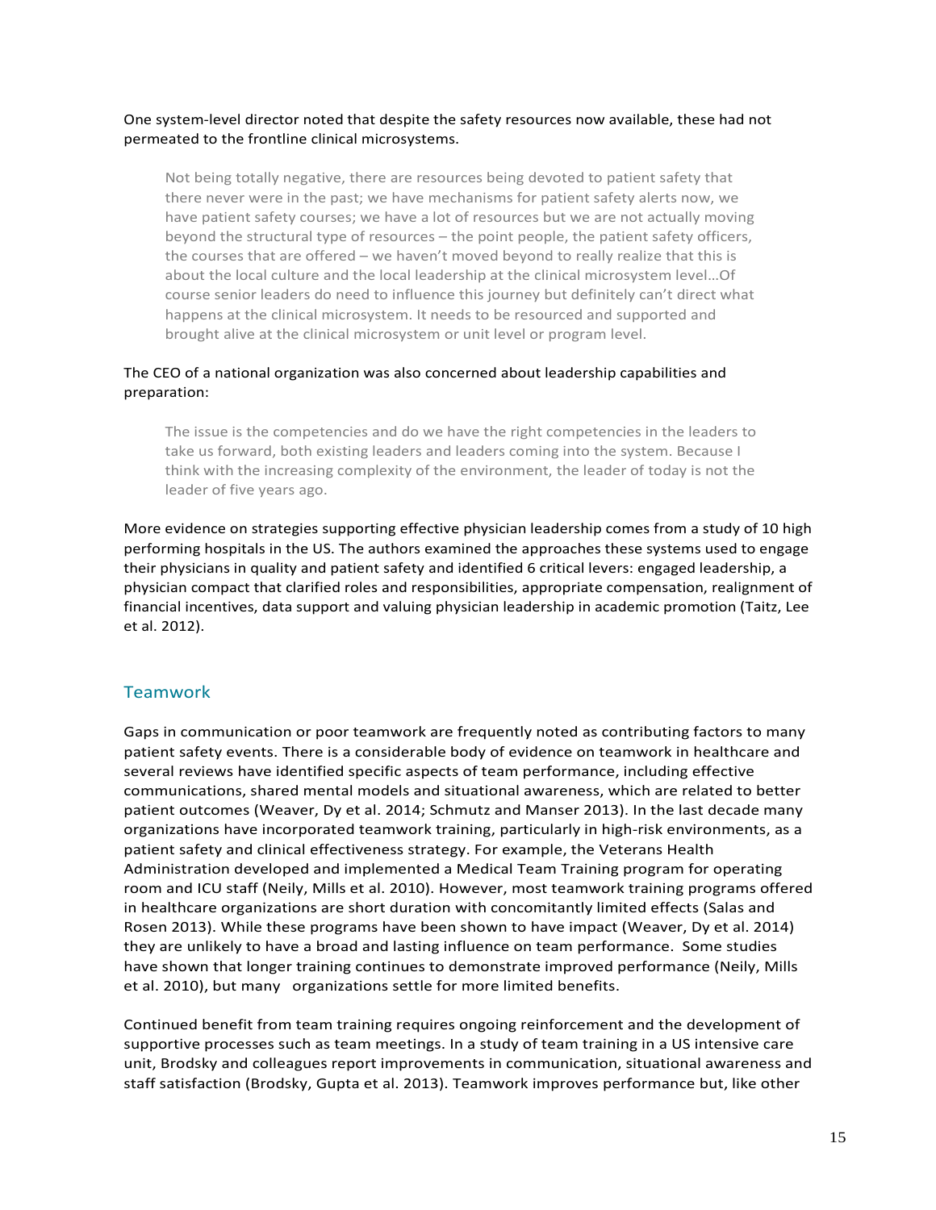One system-level director noted that despite the safety resources now available, these had not permeated to the frontline clinical microsystems.

> Not being totally negative, there are resources being devoted to patient safety that there never were in the past; we have mechanisms for patient safety alerts now, we have patient safety courses; we have a lot of resources but we are not actually moving beyond the structural type of resources – the point people, the patient safety officers, the courses that are offered – we haven't moved beyond to really realize that this is about the local culture and the local leadership at the clinical microsystem level…Of course senior leaders do need to influence this journey but definitely can't direct what happens at the clinical microsystem. It needs to be resourced and supported and brought alive at the clinical microsystem or unit level or program level.

The CEO of a national organization was also concerned about leadership capabilities and preparation:

> The issue is the competencies and do we have the right competencies in the leaders to take us forward, both existing leaders and leaders coming into the system. Because I think with the increasing complexity of the environment, the leader of today is not the leader of five years ago.

More evidence on strategies supporting effective physician leadership comes from a study of 10 high performing hospitals in the US. The authors examined the approaches these systems used to engage their physicians in quality and patient safety and identified 6 critical levers: engaged leadership, a physician compact that clarified roles and responsibilities, appropriate compensation, realignment of financial incentives, data support and valuing physician leadership in academic promotion (Taitz, Lee et al. 2012).

## Teamwork

Gaps in communication or poor teamwork are frequently noted as contributing factors to many patient safety events. There is a considerable body of evidence on teamwork in healthcare and several reviews have identified specific aspects of team performance, including effective communications, shared mental models and situational awareness, which are related to better patient outcomes (Weaver, Dy et al. 2014; Schmutz and Manser 2013). In the last decade many organizations have incorporated teamwork training, particularly in high-risk environments, as a patient safety and clinical effectiveness strategy. For example, the Veterans Health Administration developed and implemented a Medical Team Training program for operating room and ICU staff (Neily, Mills et al. 2010). However, most teamwork training programs offered in healthcare organizations are short duration with concomitantly limited effects (Salas and Rosen 2013). While these programs have been shown to have impact (Weaver, Dy et al. 2014) they are unlikely to have a broad and lasting influence on team performance. Some studies have shown that longer training continues to demonstrate improved performance (Neily, Mills et al. 2010), but many organizations settle for more limited benefits.

Continued benefit from team training requires ongoing reinforcement and the development of supportive processes such as team meetings. In a study of team training in a US intensive care unit, Brodsky and colleagues report improvements in communication, situational awareness and staff satisfaction (Brodsky, Gupta et al. 2013). Teamwork improves performance but, like other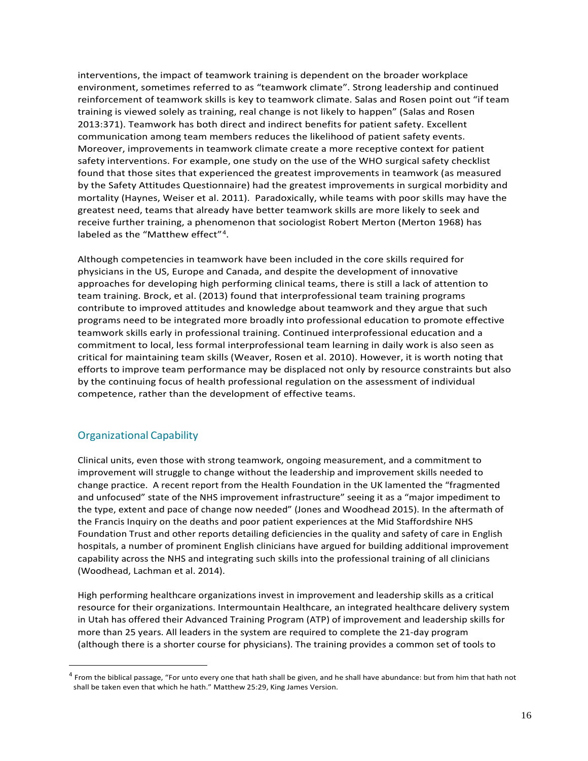interventions, the impact of teamwork training is dependent on the broader workplace environment, sometimes referred to as "teamwork climate". Strong leadership and continued reinforcement of teamwork skills is key to teamwork climate. Salas and Rosen point out "if team training is viewed solely as training, real change is not likely to happen" (Salas and Rosen 2013:371). Teamwork has both direct and indirect benefits for patient safety. Excellent communication among team members reduces the likelihood of patient safety events. Moreover, improvements in teamwork climate create a more receptive context for patient safety interventions. For example, one study on the use of the WHO surgical safety checklist found that those sites that experienced the greatest improvements in teamwork (as measured by the Safety Attitudes Questionnaire) had the greatest improvements in surgical morbidity and mortality (Haynes, Weiser et al. 2011). Paradoxically, while teams with poor skills may have the greatest need, teams that already have better teamwork skills are more likely to seek and receive further training, a phenomenon that sociologist Robert Merton (Merton 1968) has labeled as the "Matthew effect"[4].

Although competencies in teamwork have been included in the core skills required for physicians in the US, Europe and Canada, and despite the development of innovative approaches for developing high performing clinical teams, there is still a lack of attention to team training. Brock, et al. (2013) found that interprofessional team training programs contribute to improved attitudes and knowledge about teamwork and they argue that such programs need to be integrated more broadly into professional education to promote effective teamwork skills early in professional training. Continued interprofessional education and a commitment to local, less formal interprofessional team learning in daily work is also seen as critical for maintaining team skills (Weaver, Rosen et al. 2010). However, it is worth noting that efforts to improve team performance may be displaced not only by resource constraints but also by the continuing focus of health professional regulation on the assessment of individual competence, rather than the development of effective teams.

## Organizational Capability

Clinical units, even those with strong teamwork, ongoing measurement, and a commitment to improvement will struggle to change without the leadership and improvement skills needed to change practice. A recent report from the Health Foundation in the UK lamented the "fragmented and unfocused" state of the NHS improvement infrastructure" seeing it as a "major impediment to the type, extent and pace of change now needed" (Jones and Woodhead 2015). In the aftermath of the Francis Inquiry on the deaths and poor patient experiences at the Mid Staffordshire NHS Foundation Trust and other reports detailing deficiencies in the quality and safety of care in English hospitals, a number of prominent English clinicians have argued for building additional improvement capability across the NHS and integrating such skills into the professional training of all clinicians (Woodhead, Lachman et al. 2014).

High performing healthcare organizations invest in improvement and leadership skills as a critical resource for their organizations. Intermountain Healthcare, an integrated healthcare delivery system in Utah has offered their Advanced Training Program (ATP) of improvement and leadership skills for more than 25 years. All leaders in the system are required to complete the 21-day program (although there is a shorter course for physicians). The training provides a common set of tools to

[4] From the biblical passage, "For unto every one that hath shall be given, and he shall have abundance: but from him that hath not shall be taken even that which he hath." Matthew 25:29, King James Version.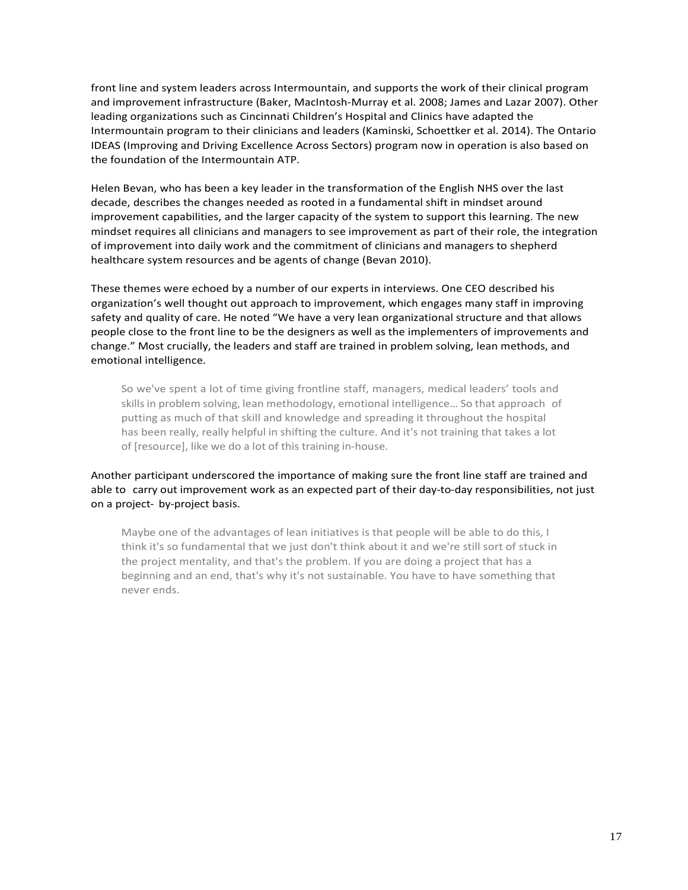front line and system leaders across Intermountain, and supports the work of their clinical program and improvement infrastructure (Baker, MacIntosh-Murray et al. 2008; James and Lazar 2007). Other leading organizations such as Cincinnati Children's Hospital and Clinics have adapted the Intermountain program to their clinicians and leaders (Kaminski, Schoettker et al. 2014). The Ontario IDEAS (Improving and Driving Excellence Across Sectors) program now in operation is also based on the foundation of the Intermountain ATP.

Helen Bevan, who has been a key leader in the transformation of the English NHS over the last decade, describes the changes needed as rooted in a fundamental shift in mindset around improvement capabilities, and the larger capacity of the system to support this learning. The new mindset requires all clinicians and managers to see improvement as part of their role, the integration of improvement into daily work and the commitment of clinicians and managers to shepherd healthcare system resources and be agents of change (Bevan 2010).

These themes were echoed by a number of our experts in interviews. One CEO described his organization's well thought out approach to improvement, which engages many staff in improving safety and quality of care. He noted "We have a very lean organizational structure and that allows people close to the front line to be the designers as well as the implementers of improvements and change." Most crucially, the leaders and staff are trained in problem solving, lean methods, and emotional intelligence.

> So we've spent a lot of time giving frontline staff, managers, medical leaders' tools and skills in problem solving, lean methodology, emotional intelligence... So that approach of putting as much of that skill and knowledge and spreading it throughout the hospital has been really, really helpful in shifting the culture. And it's not training that takes a lot of [resource], like we do a lot of this training in-house.

Another participant underscored the importance of making sure the front line staff are trained and able to carry out improvement work as an expected part of their day-to-day responsibilities, not just on a project- by-project basis.

> Maybe one of the advantages of lean initiatives is that people will be able to do this, I think it's so fundamental that we just don't think about it and we're still sort of stuck in the project mentality, and that's the problem. If you are doing a project that has a beginning and an end, that's why it's not sustainable. You have to have something that never ends.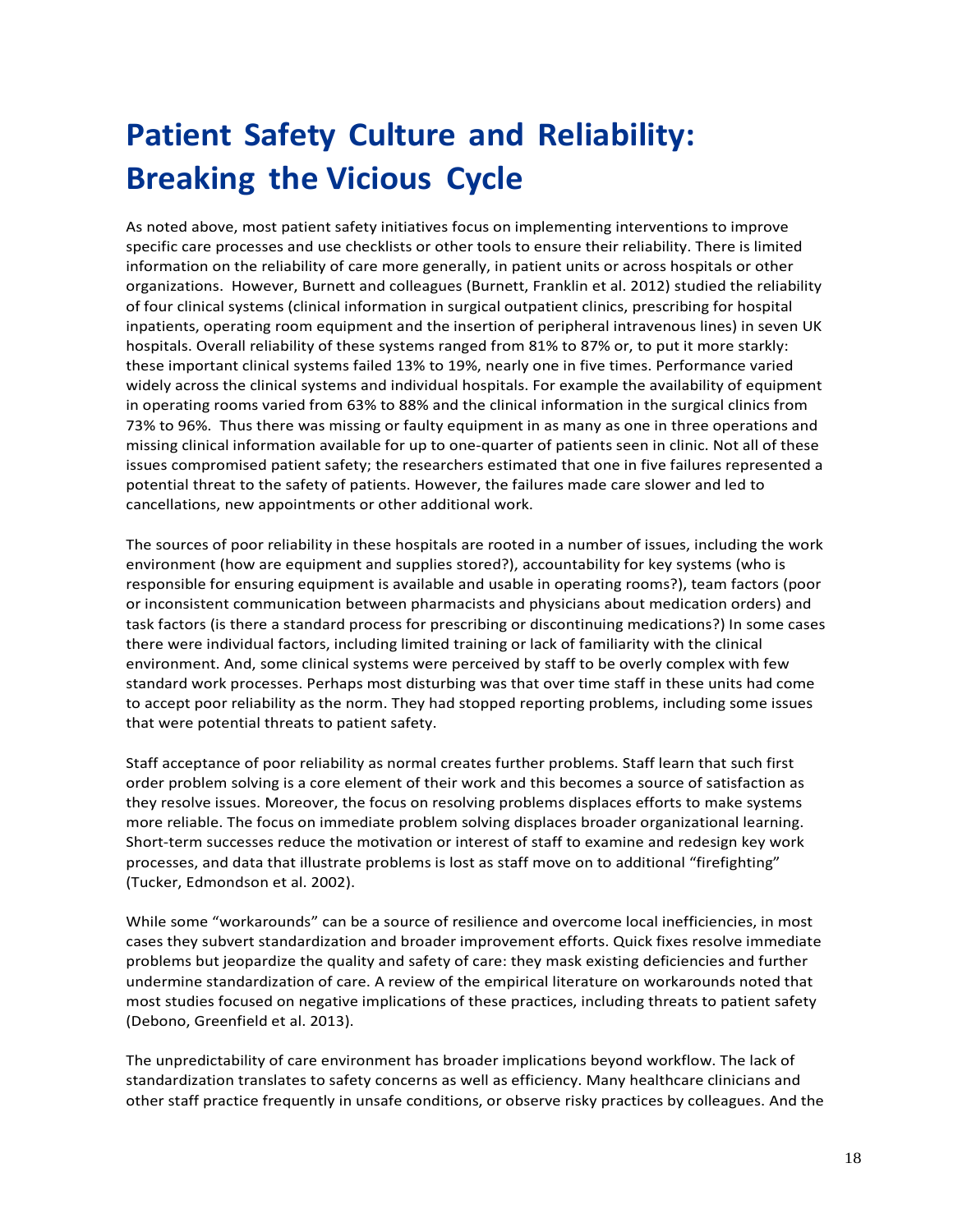# Patient Safety Culture and Reliability: Breaking the Vicious Cycle

As noted above, most patient safety initiatives focus on implementing interventions to improve specific care processes and use checklists or other tools to ensure their reliability. There is limited information on the reliability of care more generally, in patient units or across hospitals or other organizations. However, Burnett and colleagues (Burnett, Franklin et al. 2012) studied the reliability of four clinical systems (clinical information in surgical outpatient clinics, prescribing for hospital inpatients, operating room equipment and the insertion of peripheral intravenous lines) in seven UK hospitals. Overall reliability of these systems ranged from 81% to 87% or, to put it more starkly: these important clinical systems failed 13% to 19%, nearly one in five times. Performance varied widely across the clinical systems and individual hospitals. For example the availability of equipment in operating rooms varied from 63% to 88% and the clinical information in the surgical clinics from 73% to 96%. Thus there was missing or faulty equipment in as many as one in three operations and missing clinical information available for up to one-quarter of patients seen in clinic. Not all of these issues compromised patient safety; the researchers estimated that one in five failures represented a potential threat to the safety of patients. However, the failures made care slower and led to cancellations, new appointments or other additional work.

The sources of poor reliability in these hospitals are rooted in a number of issues, including the work environment (how are equipment and supplies stored?), accountability for key systems (who is responsible for ensuring equipment is available and usable in operating rooms?), team factors (poor or inconsistent communication between pharmacists and physicians about medication orders) and task factors (is there a standard process for prescribing or discontinuing medications?) In some cases there were individual factors, including limited training or lack of familiarity with the clinical environment. And, some clinical systems were perceived by staff to be overly complex with few standard work processes. Perhaps most disturbing was that over time staff in these units had come to accept poor reliability as the norm. They had stopped reporting problems, including some issues that were potential threats to patient safety.

Staff acceptance of poor reliability as normal creates further problems. Staff learn that such first order problem solving is a core element of their work and this becomes a source of satisfaction as they resolve issues. Moreover, the focus on resolving problems displaces efforts to make systems more reliable. The focus on immediate problem solving displaces broader organizational learning. Short-term successes reduce the motivation or interest of staff to examine and redesign key work processes, and data that illustrate problems is lost as staff move on to additional "firefighting" (Tucker, Edmondson et al. 2002).

While some "workarounds" can be a source of resilience and overcome local inefficiencies, in most cases they subvert standardization and broader improvement efforts. Quick fixes resolve immediate problems but jeopardize the quality and safety of care: they mask existing deficiencies and further undermine standardization of care. A review of the empirical literature on workarounds noted that most studies focused on negative implications of these practices, including threats to patient safety (Debono, Greenfield et al. 2013).

The unpredictability of care environment has broader implications beyond workflow. The lack of standardization translates to safety concerns as well as efficiency. Many healthcare clinicians and other staff practice frequently in unsafe conditions, or observe risky practices by colleagues. And the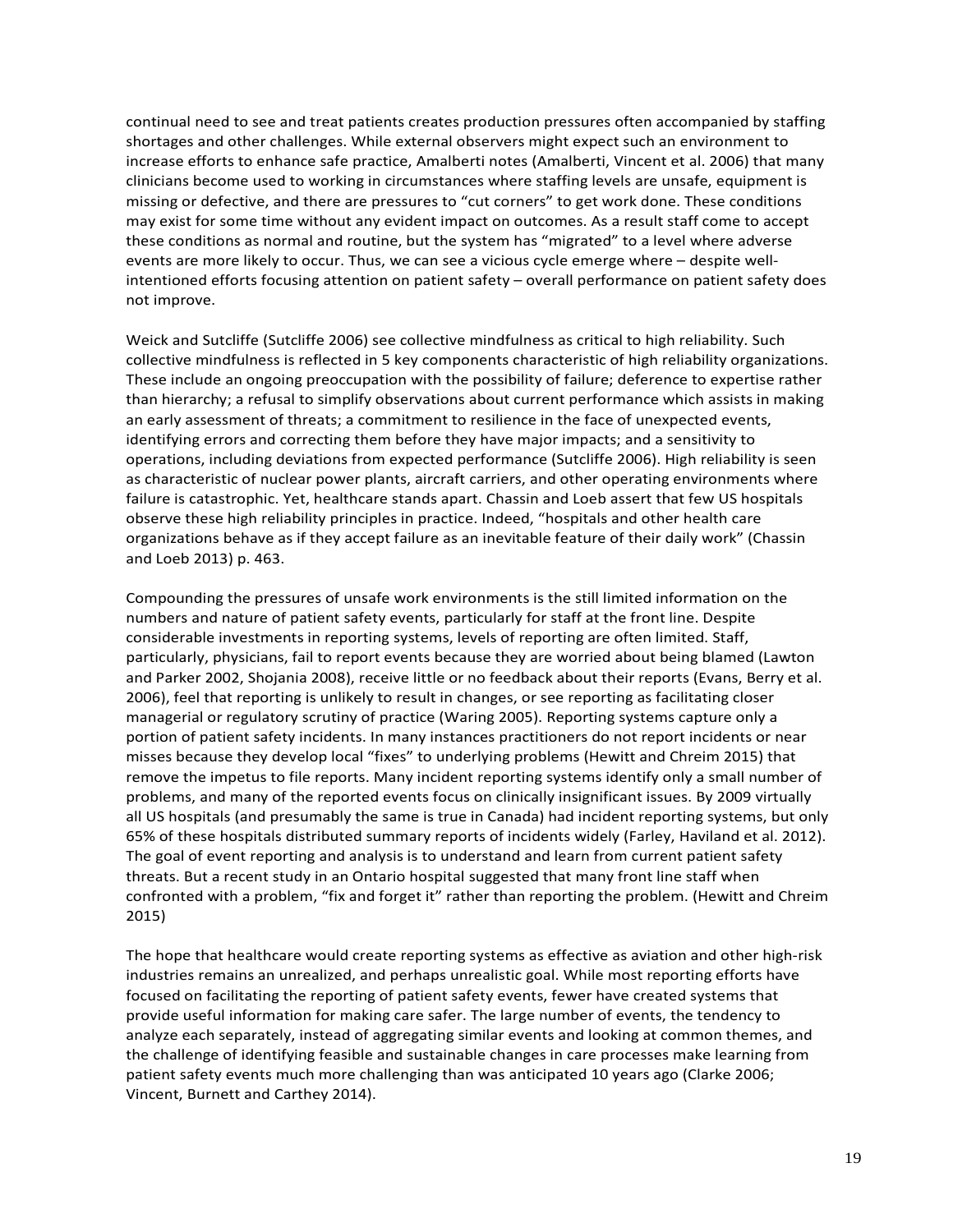continual need to see and treat patients creates production pressures often accompanied by staffing shortages and other challenges. While external observers might expect such an environment to increase efforts to enhance safe practice, Amalberti notes (Amalberti, Vincent et al. 2006) that many clinicians become used to working in circumstances where staffing levels are unsafe, equipment is missing or defective, and there are pressures to "cut corners" to get work done. These conditions may exist for some time without any evident impact on outcomes. As a result staff come to accept these conditions as normal and routine, but the system has "migrated" to a level where adverse events are more likely to occur. Thus, we can see a vicious cycle emerge where – despite well-intentioned efforts focusing attention on patient safety – overall performance on patient safety does not improve.

Weick and Sutcliffe (Sutcliffe 2006) see collective mindfulness as critical to high reliability. Such collective mindfulness is reflected in 5 key components characteristic of high reliability organizations. These include an ongoing preoccupation with the possibility of failure; deference to expertise rather than hierarchy; a refusal to simplify observations about current performance which assists in making an early assessment of threats; a commitment to resilience in the face of unexpected events, identifying errors and correcting them before they have major impacts; and a sensitivity to operations, including deviations from expected performance (Sutcliffe 2006). High reliability is seen as characteristic of nuclear power plants, aircraft carriers, and other operating environments where failure is catastrophic. Yet, healthcare stands apart. Chassin and Loeb assert that few US hospitals observe these high reliability principles in practice. Indeed, "hospitals and other health care organizations behave as if they accept failure as an inevitable feature of their daily work" (Chassin and Loeb 2013) p. 463.

Compounding the pressures of unsafe work environments is the still limited information on the numbers and nature of patient safety events, particularly for staff at the front line. Despite considerable investments in reporting systems, levels of reporting are often limited. Staff, particularly, physicians, fail to report events because they are worried about being blamed (Lawton and Parker 2002, Shojania 2008), receive little or no feedback about their reports (Evans, Berry et al. 2006), feel that reporting is unlikely to result in changes, or see reporting as facilitating closer managerial or regulatory scrutiny of practice (Waring 2005). Reporting systems capture only a portion of patient safety incidents. In many instances practitioners do not report incidents or near misses because they develop local "fixes" to underlying problems (Hewitt and Chreim 2015) that remove the impetus to file reports. Many incident reporting systems identify only a small number of problems, and many of the reported events focus on clinically insignificant issues. By 2009 virtually all US hospitals (and presumably the same is true in Canada) had incident reporting systems, but only 65% of these hospitals distributed summary reports of incidents widely (Farley, Haviland et al. 2012). The goal of event reporting and analysis is to understand and learn from current patient safety threats. But a recent study in an Ontario hospital suggested that many front line staff when confronted with a problem, "fix and forget it" rather than reporting the problem. (Hewitt and Chreim 2015)

The hope that healthcare would create reporting systems as effective as aviation and other high-risk industries remains an unrealized, and perhaps unrealistic goal. While most reporting efforts have focused on facilitating the reporting of patient safety events, fewer have created systems that provide useful information for making care safer. The large number of events, the tendency to analyze each separately, instead of aggregating similar events and looking at common themes, and the challenge of identifying feasible and sustainable changes in care processes make learning from patient safety events much more challenging than was anticipated 10 years ago (Clarke 2006; Vincent, Burnett and Carthey 2014).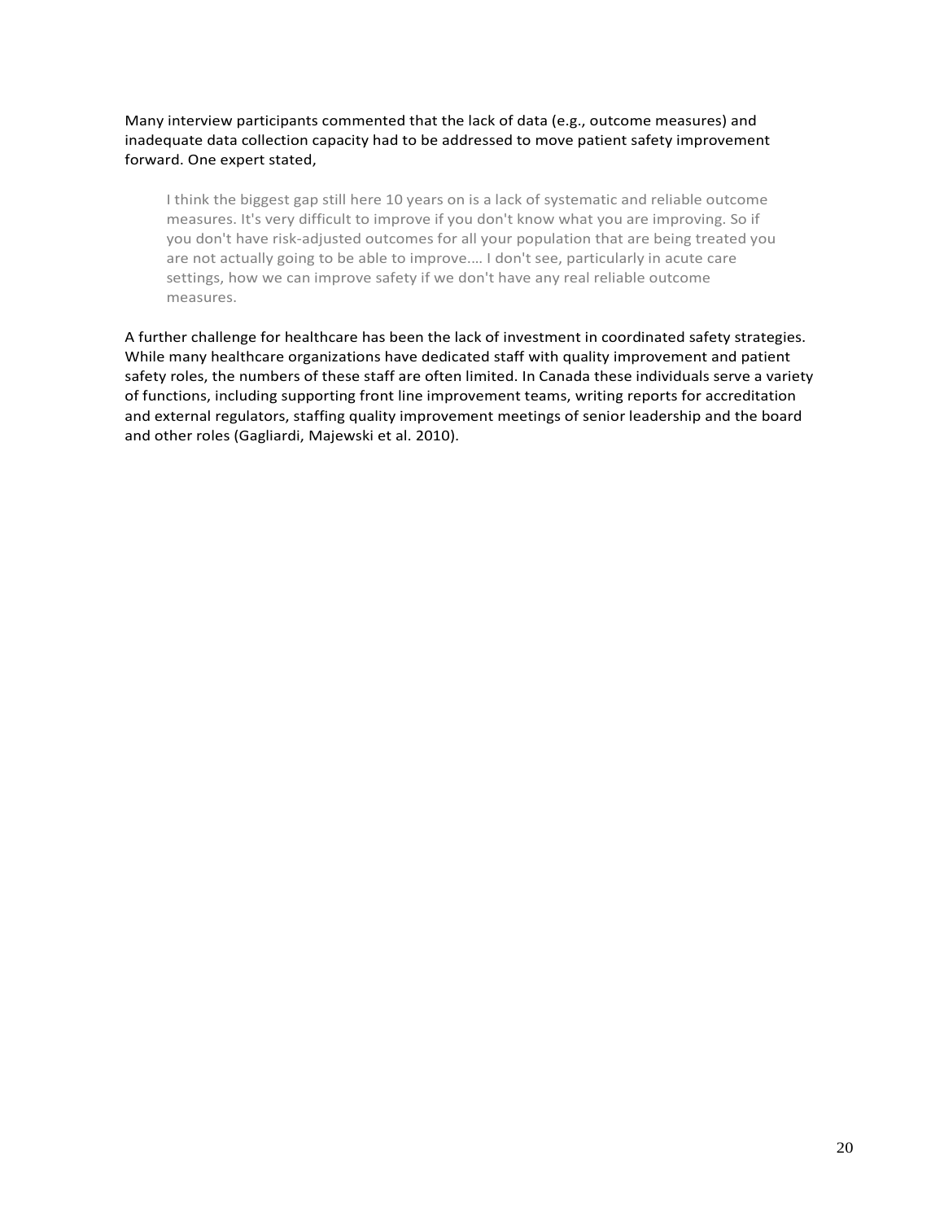Many interview participants commented that the lack of data (e.g., outcome measures) and inadequate data collection capacity had to be addressed to move patient safety improvement forward. One expert stated,

> I think the biggest gap still here 10 years on is a lack of systematic and reliable outcome measures. It's very difficult to improve if you don't know what you are improving. So if you don't have risk-adjusted outcomes for all your population that are being treated you are not actually going to be able to improve.... I don't see, particularly in acute care settings, how we can improve safety if we don't have any real reliable outcome measures.

A further challenge for healthcare has been the lack of investment in coordinated safety strategies. While many healthcare organizations have dedicated staff with quality improvement and patient safety roles, the numbers of these staff are often limited. In Canada these individuals serve a variety of functions, including supporting front line improvement teams, writing reports for accreditation and external regulators, staffing quality improvement meetings of senior leadership and the board and other roles (Gagliardi, Majewski et al. 2010).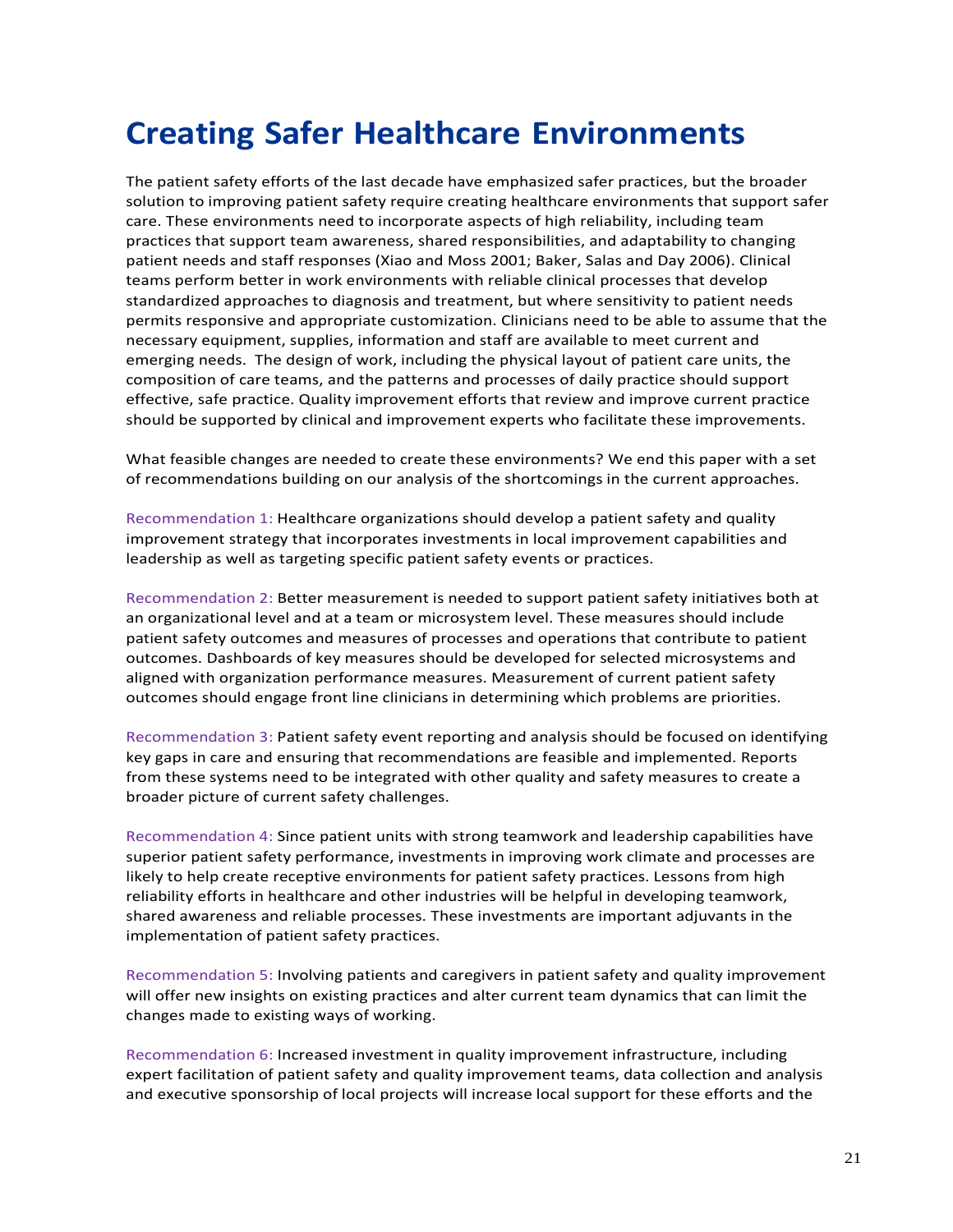# Creating Safer Healthcare Environments

The patient safety efforts of the last decade have emphasized safer practices, but the broader solution to improving patient safety require creating healthcare environments that support safer care. These environments need to incorporate aspects of high reliability, including team practices that support team awareness, shared responsibilities, and adaptability to changing patient needs and staff responses (Xiao and Moss 2001; Baker, Salas and Day 2006). Clinical teams perform better in work environments with reliable clinical processes that develop standardized approaches to diagnosis and treatment, but where sensitivity to patient needs permits responsive and appropriate customization. Clinicians need to be able to assume that the necessary equipment, supplies, information and staff are available to meet current and emerging needs. The design of work, including the physical layout of patient care units, the composition of care teams, and the patterns and processes of daily practice should support effective, safe practice. Quality improvement efforts that review and improve current practice should be supported by clinical and improvement experts who facilitate these improvements.

What feasible changes are needed to create these environments? We end this paper with a set of recommendations building on our analysis of the shortcomings in the current approaches.

Recommendation 1: Healthcare organizations should develop a patient safety and quality improvement strategy that incorporates investments in local improvement capabilities and leadership as well as targeting specific patient safety events or practices.

Recommendation 2: Better measurement is needed to support patient safety initiatives both at an organizational level and at a team or microsystem level. These measures should include patient safety outcomes and measures of processes and operations that contribute to patient outcomes. Dashboards of key measures should be developed for selected microsystems and aligned with organization performance measures. Measurement of current patient safety outcomes should engage front line clinicians in determining which problems are priorities.

Recommendation 3: Patient safety event reporting and analysis should be focused on identifying key gaps in care and ensuring that recommendations are feasible and implemented. Reports from these systems need to be integrated with other quality and safety measures to create a broader picture of current safety challenges.

Recommendation 4: Since patient units with strong teamwork and leadership capabilities have superior patient safety performance, investments in improving work climate and processes are likely to help create receptive environments for patient safety practices. Lessons from high reliability efforts in healthcare and other industries will be helpful in developing teamwork, shared awareness and reliable processes. These investments are important adjuvants in the implementation of patient safety practices.

Recommendation 5: Involving patients and caregivers in patient safety and quality improvement will offer new insights on existing practices and alter current team dynamics that can limit the changes made to existing ways of working.

Recommendation 6: Increased investment in quality improvement infrastructure, including expert facilitation of patient safety and quality improvement teams, data collection and analysis and executive sponsorship of local projects will increase local support for these efforts and the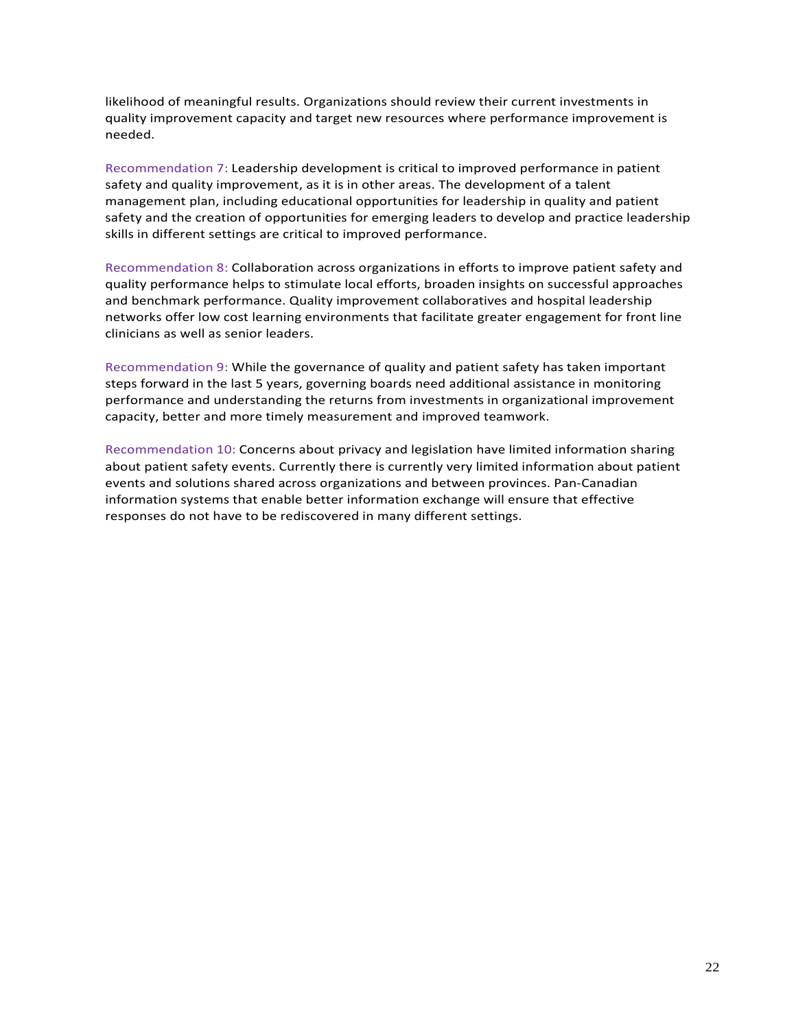likelihood of meaningful results. Organizations should review their current investments in quality improvement capacity and target new resources where performance improvement is needed.

Recommendation 7: Leadership development is critical to improved performance in patient safety and quality improvement, as it is in other areas. The development of a talent management plan, including educational opportunities for leadership in quality and patient safety and the creation of opportunities for emerging leaders to develop and practice leadership skills in different settings are critical to improved performance.

Recommendation 8: Collaboration across organizations in efforts to improve patient safety and quality performance helps to stimulate local efforts, broaden insights on successful approaches and benchmark performance. Quality improvement collaboratives and hospital leadership networks offer low cost learning environments that facilitate greater engagement for front line clinicians as well as senior leaders.

Recommendation 9: While the governance of quality and patient safety has taken important steps forward in the last 5 years, governing boards need additional assistance in monitoring performance and understanding the returns from investments in organizational improvement capacity, better and more timely measurement and improved teamwork.

Recommendation 10: Concerns about privacy and legislation have limited information sharing about patient safety events. Currently there is currently very limited information about patient events and solutions shared across organizations and between provinces. Pan-Canadian information systems that enable better information exchange will ensure that effective responses do not have to be rediscovered in many different settings.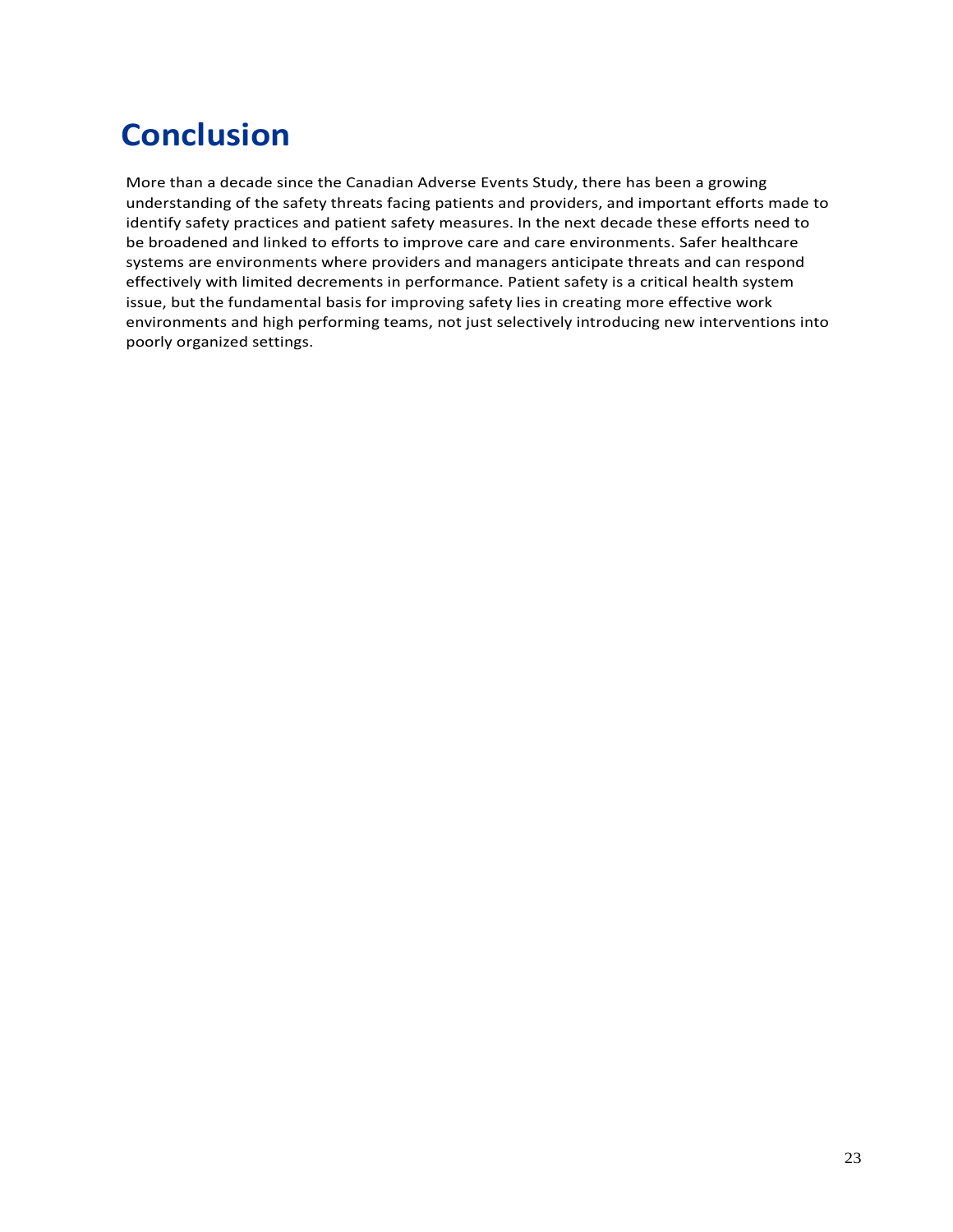# Conclusion

More than a decade since the Canadian Adverse Events Study, there has been a growing understanding of the safety threats facing patients and providers, and important efforts made to identify safety practices and patient safety measures. In the next decade these efforts need to be broadened and linked to efforts to improve care and care environments. Safer healthcare systems are environments where providers and managers anticipate threats and can respond effectively with limited decrements in performance. Patient safety is a critical health system issue, but the fundamental basis for improving safety lies in creating more effective work environments and high performing teams, not just selectively introducing new interventions into poorly organized settings.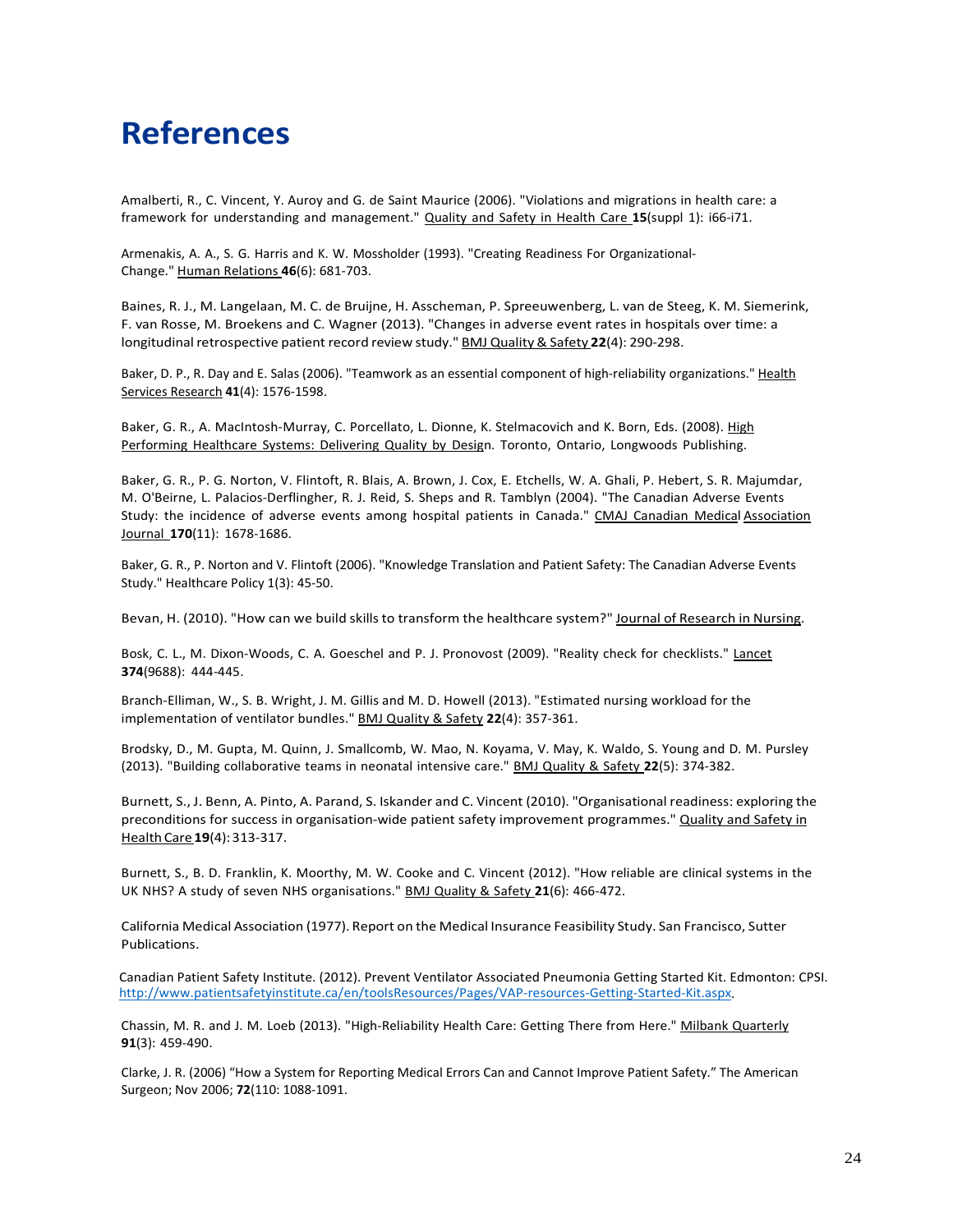# References

Amalberti, R., C. Vincent, Y. Auroy and G. de Saint Maurice (2006). "Violations and migrations in health care: a framework for understanding and management." Quality and Safety in Health Care **15**(suppl 1): i66-i71.

Armenakis, A. A., S. G. Harris and K. W. Mossholder (1993). "Creating Readiness For Organizational-Change." Human Relations **46**(6): 681-703.

Baines, R. J., M. Langelaan, M. C. de Bruijne, H. Asscheman, P. Spreeuwenberg, L. van de Steeg, K. M. Siemerink, F. van Rosse, M. Broekens and C. Wagner (2013). "Changes in adverse event rates in hospitals over time: a longitudinal retrospective patient record review study." BMJ Quality & Safety **22**(4): 290-298.

Baker, D. P., R. Day and E. Salas (2006). "Teamwork as an essential component of high-reliability organizations." Health Services Research **41**(4): 1576-1598.

Baker, G. R., A. MacIntosh-Murray, C. Porcellato, L. Dionne, K. Stelmacovich and K. Born, Eds. (2008). High Performing Healthcare Systems: Delivering Quality by Design. Toronto, Ontario, Longwoods Publishing.

Baker, G. R., P. G. Norton, V. Flintoft, R. Blais, A. Brown, J. Cox, E. Etchells, W. A. Ghali, P. Hebert, S. R. Majumdar, M. O'Beirne, L. Palacios-Derflingher, R. J. Reid, S. Sheps and R. Tamblyn (2004). "The Canadian Adverse Events Study: the incidence of adverse events among hospital patients in Canada." CMAJ Canadian Medical Association Journal **170**(11): 1678-1686.

Baker, G. R., P. Norton and V. Flintoft (2006). "Knowledge Translation and Patient Safety: The Canadian Adverse Events Study." Healthcare Policy 1(3): 45-50.

Bevan, H. (2010). "How can we build skills to transform the healthcare system?" Journal of Research in Nursing.

Bosk, C. L., M. Dixon-Woods, C. A. Goeschel and P. J. Pronovost (2009). "Reality check for checklists." Lancet **374**(9688): 444-445.

Branch-Elliman, W., S. B. Wright, J. M. Gillis and M. D. Howell (2013). "Estimated nursing workload for the implementation of ventilator bundles." BMJ Quality & Safety **22**(4): 357-361.

Brodsky, D., M. Gupta, M. Quinn, J. Smallcomb, W. Mao, N. Koyama, V. May, K. Waldo, S. Young and D. M. Pursley (2013). "Building collaborative teams in neonatal intensive care." BMJ Quality & Safety **22**(5): 374-382.

Burnett, S., J. Benn, A. Pinto, A. Parand, S. Iskander and C. Vincent (2010). "Organisational readiness: exploring the preconditions for success in organisation-wide patient safety improvement programmes." Quality and Safety in Health Care **19**(4): 313-317.

Burnett, S., B. D. Franklin, K. Moorthy, M. W. Cooke and C. Vincent (2012). "How reliable are clinical systems in the UK NHS? A study of seven NHS organisations." BMJ Quality & Safety **21**(6): 466-472.

California Medical Association (1977). Report on the Medical Insurance Feasibility Study. San Francisco, Sutter Publications.

Canadian Patient Safety Institute. (2012). Prevent Ventilator Associated Pneumonia Getting Started Kit. Edmonton: CPSI. http://www.patientsafetyinstitute.ca/en/toolsResources/Pages/VAP-resources-Getting-Started-Kit.aspx.

Chassin, M. R. and J. M. Loeb (2013). "High-Reliability Health Care: Getting There from Here." Milbank Quarterly **91**(3): 459-490.

Clarke, J. R. (2006) "How a System for Reporting Medical Errors Can and Cannot Improve Patient Safety." The American Surgeon; Nov 2006; **72**(110: 1088-1091.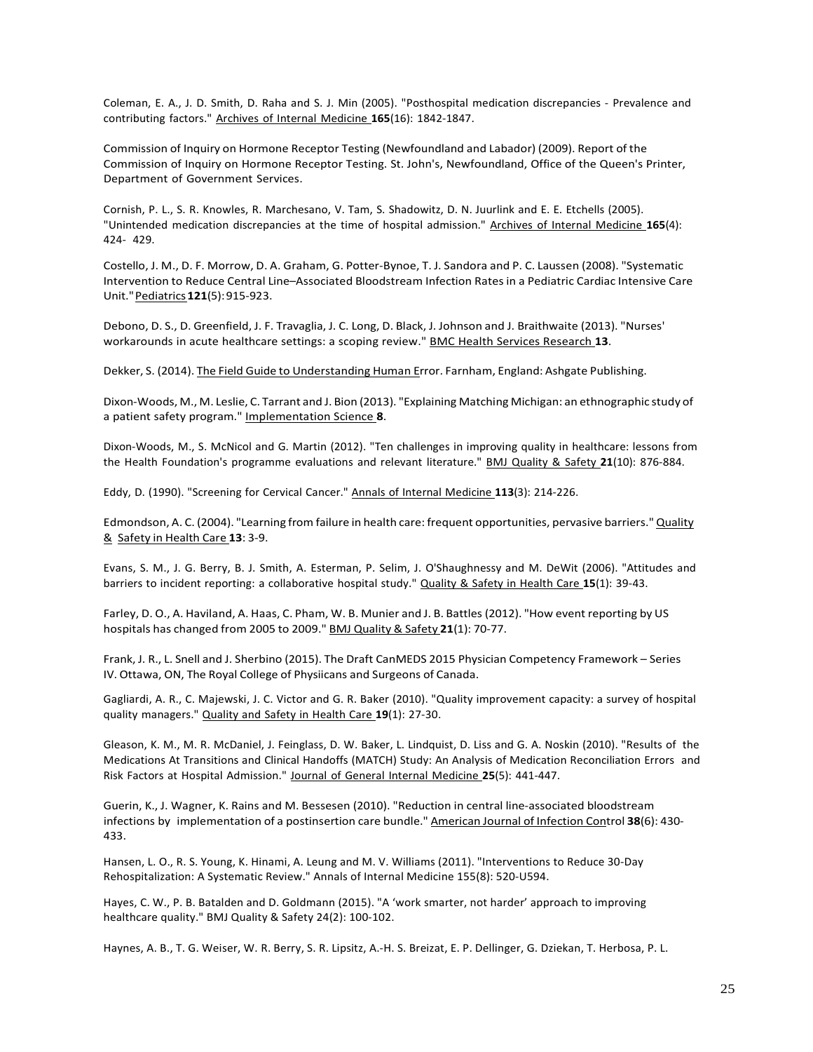Coleman, E. A., J. D. Smith, D. Raha and S. J. Min (2005). "Posthospital medication discrepancies - Prevalence and contributing factors." Archives of Internal Medicine **165**(16): 1842-1847.

Commission of Inquiry on Hormone Receptor Testing (Newfoundland and Labador) (2009). Report of the Commission of Inquiry on Hormone Receptor Testing. St. John's, Newfoundland, Office of the Queen's Printer, Department of Government Services.

Cornish, P. L., S. R. Knowles, R. Marchesano, V. Tam, S. Shadowitz, D. N. Juurlink and E. E. Etchells (2005). "Unintended medication discrepancies at the time of hospital admission." Archives of Internal Medicine **165**(4): 424- 429.

Costello, J. M., D. F. Morrow, D. A. Graham, G. Potter-Bynoe, T. J. Sandora and P. C. Laussen (2008). "Systematic Intervention to Reduce Central Line–Associated Bloodstream Infection Rates in a Pediatric Cardiac Intensive Care Unit." Pediatrics **121**(5): 915-923.

Debono, D. S., D. Greenfield, J. F. Travaglia, J. C. Long, D. Black, J. Johnson and J. Braithwaite (2013). "Nurses' workarounds in acute healthcare settings: a scoping review." BMC Health Services Research **13**.

Dekker, S. (2014). The Field Guide to Understanding Human Error. Farnham, England: Ashgate Publishing.

Dixon-Woods, M., M. Leslie, C. Tarrant and J. Bion (2013). "Explaining Matching Michigan: an ethnographic study of a patient safety program." Implementation Science **8**.

Dixon-Woods, M., S. McNicol and G. Martin (2012). "Ten challenges in improving quality in healthcare: lessons from the Health Foundation's programme evaluations and relevant literature." BMJ Quality & Safety **21**(10): 876-884.

Eddy, D. (1990). "Screening for Cervical Cancer." Annals of Internal Medicine **113**(3): 214-226.

Edmondson, A. C. (2004). "Learning from failure in health care: frequent opportunities, pervasive barriers." Quality & Safety in Health Care **13**: 3-9.

Evans, S. M., J. G. Berry, B. J. Smith, A. Esterman, P. Selim, J. O'Shaughnessy and M. DeWit (2006). "Attitudes and barriers to incident reporting: a collaborative hospital study." Quality & Safety in Health Care **15**(1): 39-43.

Farley, D. O., A. Haviland, A. Haas, C. Pham, W. B. Munier and J. B. Battles (2012). "How event reporting by US hospitals has changed from 2005 to 2009." BMJ Quality & Safety **21**(1): 70-77.

Frank, J. R., L. Snell and J. Sherbino (2015). The Draft CanMEDS 2015 Physician Competency Framework – Series IV. Ottawa, ON, The Royal College of Physiicans and Surgeons of Canada.

Gagliardi, A. R., C. Majewski, J. C. Victor and G. R. Baker (2010). "Quality improvement capacity: a survey of hospital quality managers." Quality and Safety in Health Care **19**(1): 27-30.

Gleason, K. M., M. R. McDaniel, J. Feinglass, D. W. Baker, L. Lindquist, D. Liss and G. A. Noskin (2010). "Results of the Medications At Transitions and Clinical Handoffs (MATCH) Study: An Analysis of Medication Reconciliation Errors and Risk Factors at Hospital Admission." Journal of General Internal Medicine **25**(5): 441-447.

Guerin, K., J. Wagner, K. Rains and M. Bessesen (2010). "Reduction in central line-associated bloodstream infections by implementation of a postinsertion care bundle." American Journal of Infection Control **38**(6): 430-433.

Hansen, L. O., R. S. Young, K. Hinami, A. Leung and M. V. Williams (2011). "Interventions to Reduce 30-Day Rehospitalization: A Systematic Review." Annals of Internal Medicine 155(8): 520-U594.

Hayes, C. W., P. B. Batalden and D. Goldmann (2015). "A 'work smarter, not harder' approach to improving healthcare quality." BMJ Quality & Safety 24(2): 100-102.

Haynes, A. B., T. G. Weiser, W. R. Berry, S. R. Lipsitz, A.-H. S. Breizat, E. P. Dellinger, G. Dziekan, T. Herbosa, P. L.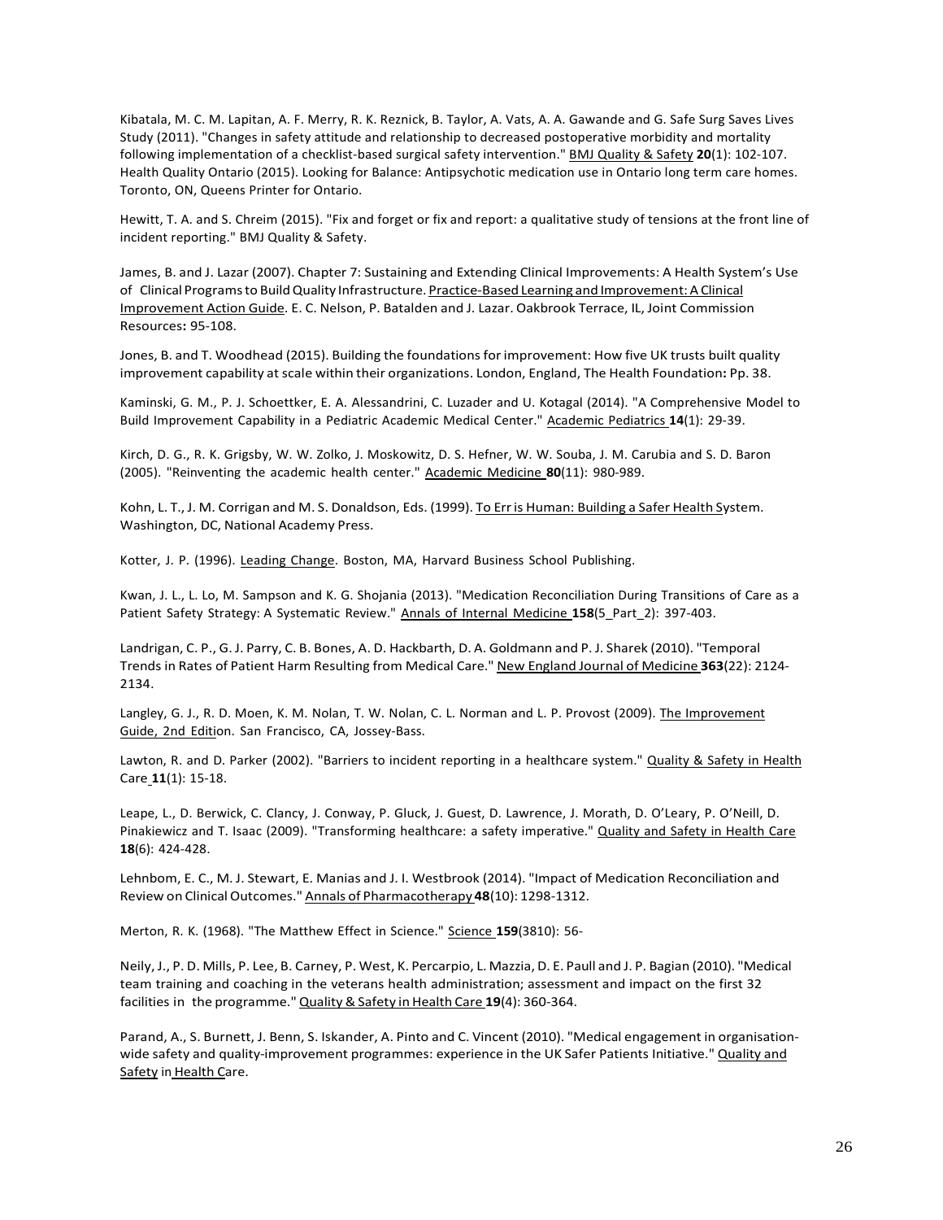Kibatala, M. C. M. Lapitan, A. F. Merry, R. K. Reznick, B. Taylor, A. Vats, A. A. Gawande and G. Safe Surg Saves Lives Study (2011). "Changes in safety attitude and relationship to decreased postoperative morbidity and mortality following implementation of a checklist-based surgical safety intervention." BMJ Quality & Safety **20**(1): 102-107. Health Quality Ontario (2015). Looking for Balance: Antipsychotic medication use in Ontario long term care homes. Toronto, ON, Queens Printer for Ontario.

Hewitt, T. A. and S. Chreim (2015). "Fix and forget or fix and report: a qualitative study of tensions at the front line of incident reporting." BMJ Quality & Safety.

James, B. and J. Lazar (2007). Chapter 7: Sustaining and Extending Clinical Improvements: A Health System's Use of Clinical Programs to Build Quality Infrastructure. Practice-Based Learning and Improvement: A Clinical Improvement Action Guide. E. C. Nelson, P. Batalden and J. Lazar. Oakbrook Terrace, IL, Joint Commission Resources**:** 95-108.

Jones, B. and T. Woodhead (2015). Building the foundations for improvement: How five UK trusts built quality improvement capability at scale within their organizations. London, England, The Health Foundation**:** Pp. 38.

Kaminski, G. M., P. J. Schoettker, E. A. Alessandrini, C. Luzader and U. Kotagal (2014). "A Comprehensive Model to Build Improvement Capability in a Pediatric Academic Medical Center." Academic Pediatrics **14**(1): 29-39.

Kirch, D. G., R. K. Grigsby, W. W. Zolko, J. Moskowitz, D. S. Hefner, W. W. Souba, J. M. Carubia and S. D. Baron (2005). "Reinventing the academic health center." Academic Medicine **80**(11): 980-989.

Kohn, L. T., J. M. Corrigan and M. S. Donaldson, Eds. (1999). To Err is Human: Building a Safer Health System. Washington, DC, National Academy Press.

Kotter, J. P. (1996). Leading Change. Boston, MA, Harvard Business School Publishing.

Kwan, J. L., L. Lo, M. Sampson and K. G. Shojania (2013). "Medication Reconciliation During Transitions of Care as a Patient Safety Strategy: A Systematic Review." Annals of Internal Medicine **158**(5_Part_2): 397-403.

Landrigan, C. P., G. J. Parry, C. B. Bones, A. D. Hackbarth, D. A. Goldmann and P. J. Sharek (2010). "Temporal Trends in Rates of Patient Harm Resulting from Medical Care." New England Journal of Medicine **363**(22): 2124-2134.

Langley, G. J., R. D. Moen, K. M. Nolan, T. W. Nolan, C. L. Norman and L. P. Provost (2009). The Improvement Guide, 2nd Edition. San Francisco, CA, Jossey-Bass.

Lawton, R. and D. Parker (2002). "Barriers to incident reporting in a healthcare system." Quality & Safety in Health Care **11**(1): 15-18.

Leape, L., D. Berwick, C. Clancy, J. Conway, P. Gluck, J. Guest, D. Lawrence, J. Morath, D. O'Leary, P. O'Neill, D. Pinakiewicz and T. Isaac (2009). "Transforming healthcare: a safety imperative." Quality and Safety in Health Care **18**(6): 424-428.

Lehnbom, E. C., M. J. Stewart, E. Manias and J. I. Westbrook (2014). "Impact of Medication Reconciliation and Review on Clinical Outcomes." Annals of Pharmacotherapy **48**(10): 1298-1312.

Merton, R. K. (1968). "The Matthew Effect in Science." Science **159**(3810): 56-

Neily, J., P. D. Mills, P. Lee, B. Carney, P. West, K. Percarpio, L. Mazzia, D. E. Paull and J. P. Bagian (2010). "Medical team training and coaching in the veterans health administration; assessment and impact on the first 32 facilities in the programme." Quality & Safety in Health Care **19**(4): 360-364.

Parand, A., S. Burnett, J. Benn, S. Iskander, A. Pinto and C. Vincent (2010). "Medical engagement in organisation-wide safety and quality-improvement programmes: experience in the UK Safer Patients Initiative." Quality and Safety in Health Care.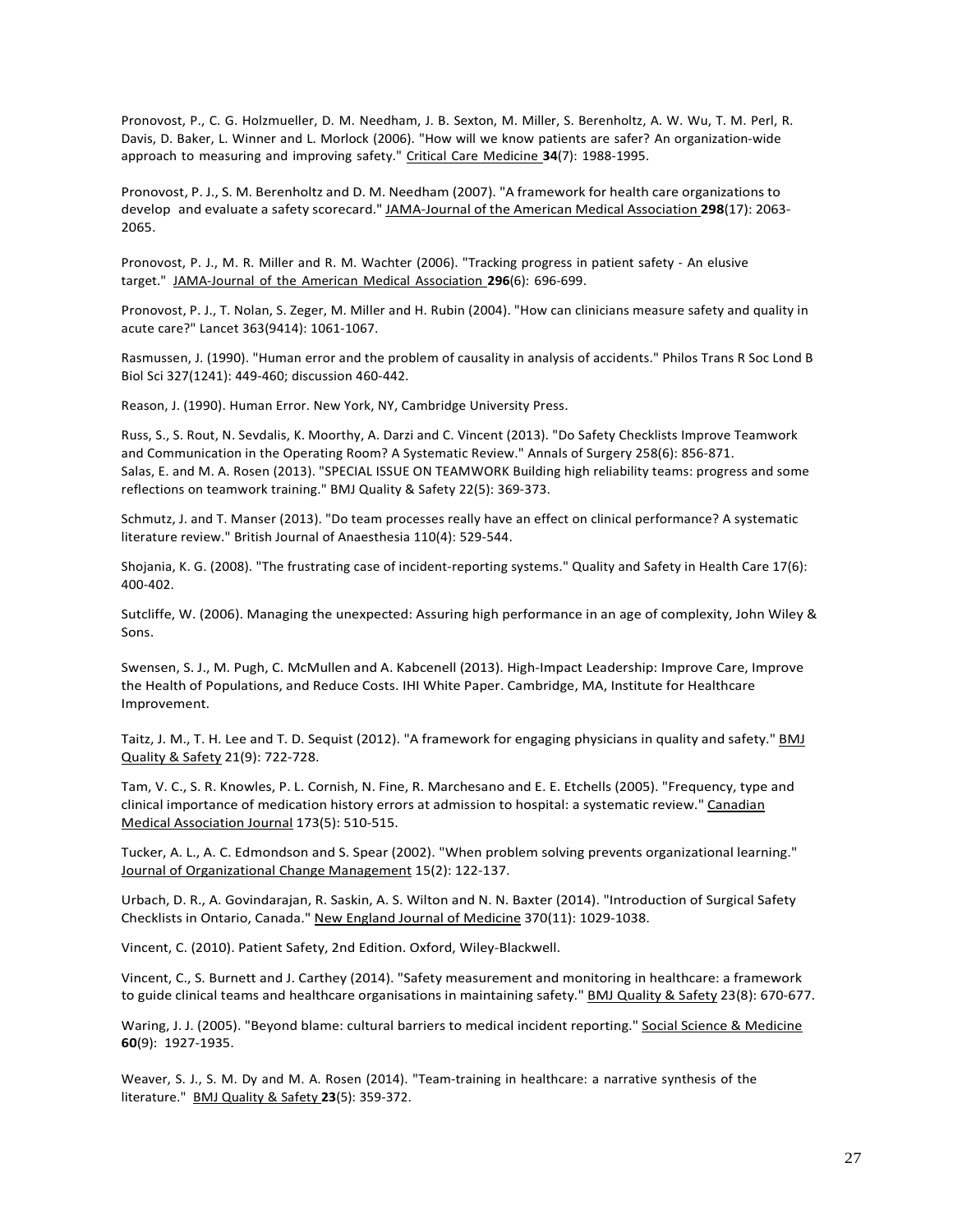Pronovost, P., C. G. Holzmueller, D. M. Needham, J. B. Sexton, M. Miller, S. Berenholtz, A. W. Wu, T. M. Perl, R. Davis, D. Baker, L. Winner and L. Morlock (2006). "How will we know patients are safer? An organization-wide approach to measuring and improving safety." Critical Care Medicine **34**(7): 1988-1995.

Pronovost, P. J., S. M. Berenholtz and D. M. Needham (2007). "A framework for health care organizations to develop and evaluate a safety scorecard." JAMA-Journal of the American Medical Association **298**(17): 2063-2065.

Pronovost, P. J., M. R. Miller and R. M. Wachter (2006). "Tracking progress in patient safety - An elusive target." JAMA-Journal of the American Medical Association **296**(6): 696-699.

Pronovost, P. J., T. Nolan, S. Zeger, M. Miller and H. Rubin (2004). "How can clinicians measure safety and quality in acute care?" Lancet 363(9414): 1061-1067.

Rasmussen, J. (1990). "Human error and the problem of causality in analysis of accidents." Philos Trans R Soc Lond B Biol Sci 327(1241): 449-460; discussion 460-442.

Reason, J. (1990). Human Error. New York, NY, Cambridge University Press.

Russ, S., S. Rout, N. Sevdalis, K. Moorthy, A. Darzi and C. Vincent (2013). "Do Safety Checklists Improve Teamwork and Communication in the Operating Room? A Systematic Review." Annals of Surgery 258(6): 856-871.
Salas, E. and M. A. Rosen (2013). "SPECIAL ISSUE ON TEAMWORK Building high reliability teams: progress and some reflections on teamwork training." BMJ Quality & Safety 22(5): 369-373.

Schmutz, J. and T. Manser (2013). "Do team processes really have an effect on clinical performance? A systematic literature review." British Journal of Anaesthesia 110(4): 529-544.

Shojania, K. G. (2008). "The frustrating case of incident-reporting systems." Quality and Safety in Health Care 17(6): 400-402.

Sutcliffe, W. (2006). Managing the unexpected: Assuring high performance in an age of complexity, John Wiley & Sons.

Swensen, S. J., M. Pugh, C. McMullen and A. Kabcenell (2013). High-Impact Leadership: Improve Care, Improve the Health of Populations, and Reduce Costs. IHI White Paper. Cambridge, MA, Institute for Healthcare Improvement.

Taitz, J. M., T. H. Lee and T. D. Sequist (2012). "A framework for engaging physicians in quality and safety." BMJ Quality & Safety 21(9): 722-728.

Tam, V. C., S. R. Knowles, P. L. Cornish, N. Fine, R. Marchesano and E. E. Etchells (2005). "Frequency, type and clinical importance of medication history errors at admission to hospital: a systematic review." Canadian Medical Association Journal 173(5): 510-515.

Tucker, A. L., A. C. Edmondson and S. Spear (2002). "When problem solving prevents organizational learning." Journal of Organizational Change Management 15(2): 122-137.

Urbach, D. R., A. Govindarajan, R. Saskin, A. S. Wilton and N. N. Baxter (2014). "Introduction of Surgical Safety Checklists in Ontario, Canada." New England Journal of Medicine 370(11): 1029-1038.

Vincent, C. (2010). Patient Safety, 2nd Edition. Oxford, Wiley-Blackwell.

Vincent, C., S. Burnett and J. Carthey (2014). "Safety measurement and monitoring in healthcare: a framework to guide clinical teams and healthcare organisations in maintaining safety." BMJ Quality & Safety 23(8): 670-677.

Waring, J. J. (2005). "Beyond blame: cultural barriers to medical incident reporting." Social Science & Medicine **60**(9): 1927-1935.

Weaver, S. J., S. M. Dy and M. A. Rosen (2014). "Team-training in healthcare: a narrative synthesis of the literature." BMJ Quality & Safety **23**(5): 359-372.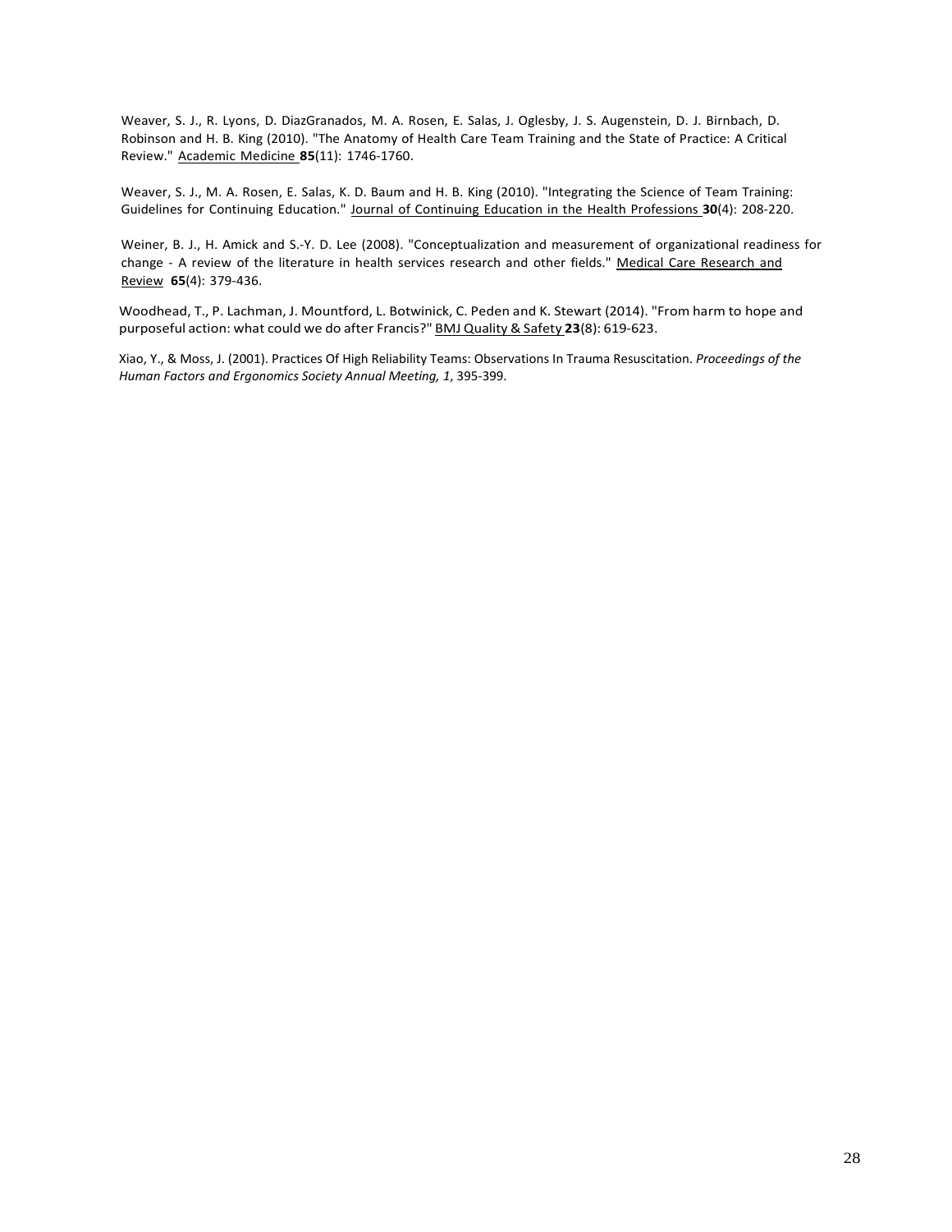Weaver, S. J., R. Lyons, D. DiazGranados, M. A. Rosen, E. Salas, J. Oglesby, J. S. Augenstein, D. J. Birnbach, D. Robinson and H. B. King (2010). "The Anatomy of Health Care Team Training and the State of Practice: A Critical Review." Academic Medicine **85**(11): 1746-1760.

Weaver, S. J., M. A. Rosen, E. Salas, K. D. Baum and H. B. King (2010). "Integrating the Science of Team Training: Guidelines for Continuing Education." Journal of Continuing Education in the Health Professions **30**(4): 208-220.

Weiner, B. J., H. Amick and S.-Y. D. Lee (2008). "Conceptualization and measurement of organizational readiness for change - A review of the literature in health services research and other fields." Medical Care Research and Review **65**(4): 379-436.

Woodhead, T., P. Lachman, J. Mountford, L. Botwinick, C. Peden and K. Stewart (2014). "From harm to hope and purposeful action: what could we do after Francis?" BMJ Quality & Safety **23**(8): 619-623.

Xiao, Y., & Moss, J. (2001). Practices Of High Reliability Teams: Observations In Trauma Resuscitation. *Proceedings of the Human Factors and Ergonomics Society Annual Meeting, 1*, 395-399.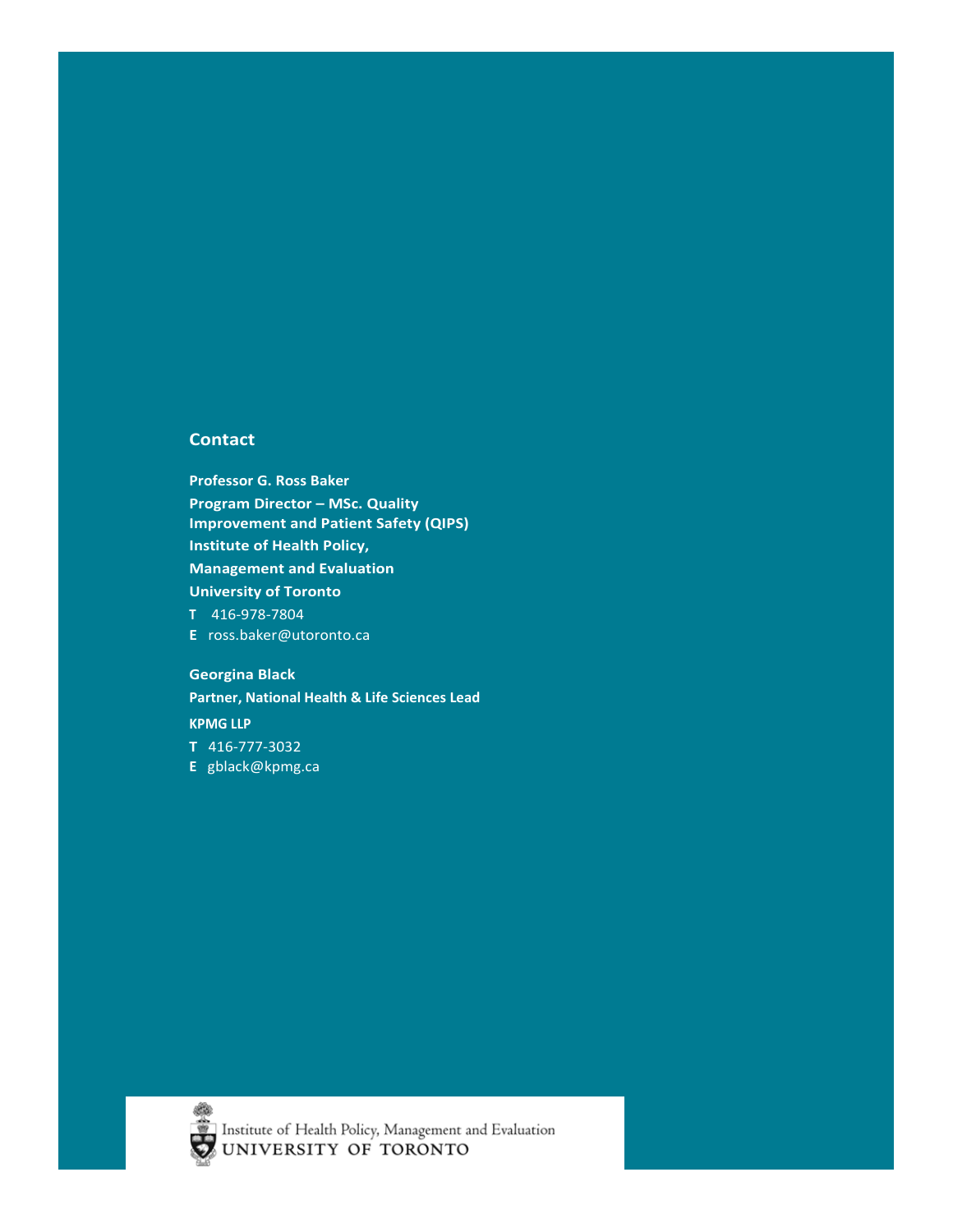## Contact

**Professor G. Ross Baker**
**Program Director – MSc. Quality Improvement and Patient Safety (QIPS)**
**Institute of Health Policy, Management and Evaluation**
**University of Toronto**
**T** 416-978-7804
**E** ross.baker@utoronto.ca

**Georgina Black**
**Partner, National Health & Life Sciences Lead**
**KPMG LLP**
**T** 416-777-3032
**E** gblack@kpmg.ca

Institute of Health Policy, Management and Evaluation
UNIVERSITY OF TORONTO